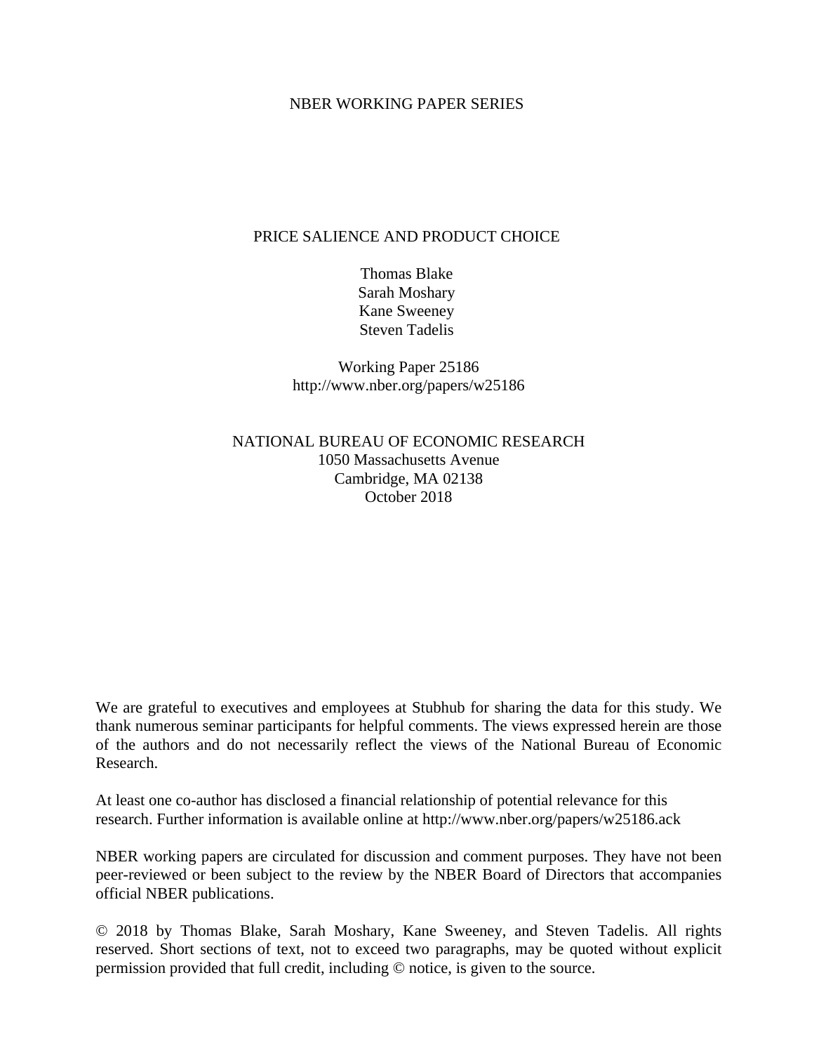NBER WORKING PAPER SERIES

# PRICE SALIENCE AND PRODUCT CHOICE

Thomas Blake
Sarah Moshary
Kane Sweeney
Steven Tadelis

Working Paper 25186
http://www.nber.org/papers/w25186

NATIONAL BUREAU OF ECONOMIC RESEARCH
1050 Massachusetts Avenue
Cambridge, MA 02138
October 2018

We are grateful to executives and employees at Stubhub for sharing the data for this study. We thank numerous seminar participants for helpful comments. The views expressed herein are those of the authors and do not necessarily reflect the views of the National Bureau of Economic Research.

At least one co-author has disclosed a financial relationship of potential relevance for this research. Further information is available online at http://www.nber.org/papers/w25186.ack

NBER working papers are circulated for discussion and comment purposes. They have not been peer-reviewed or been subject to the review by the NBER Board of Directors that accompanies official NBER publications.

© 2018 by Thomas Blake, Sarah Moshary, Kane Sweeney, and Steven Tadelis. All rights reserved. Short sections of text, not to exceed two paragraphs, may be quoted without explicit permission provided that full credit, including © notice, is given to the source.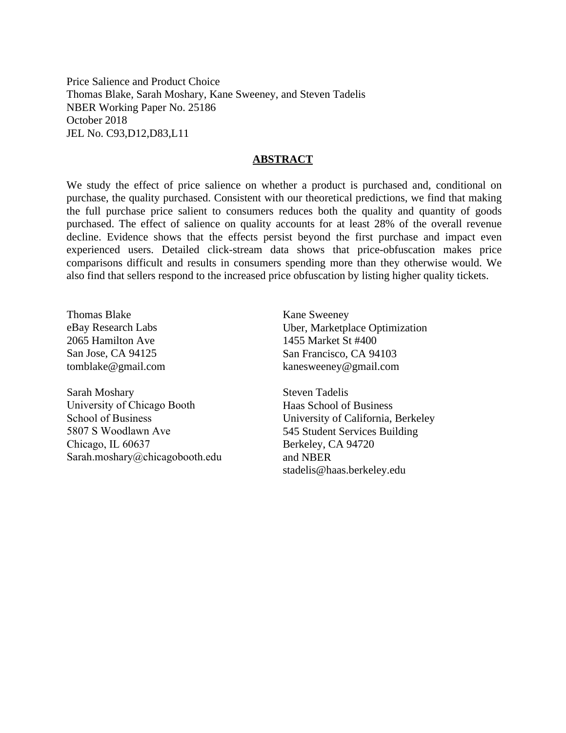Price Salience and Product Choice
Thomas Blake, Sarah Moshary, Kane Sweeney, and Steven Tadelis
NBER Working Paper No. 25186
October 2018
JEL No. C93,D12,D83,L11

## ABSTRACT

We study the effect of price salience on whether a product is purchased and, conditional on purchase, the quality purchased. Consistent with our theoretical predictions, we find that making the full purchase price salient to consumers reduces both the quality and quantity of goods purchased. The effect of salience on quality accounts for at least 28% of the overall revenue decline. Evidence shows that the effects persist beyond the first purchase and impact even experienced users. Detailed click-stream data shows that price-obfuscation makes price comparisons difficult and results in consumers spending more than they otherwise would. We also find that sellers respond to the increased price obfuscation by listing higher quality tickets.

Thomas Blake
eBay Research Labs
2065 Hamilton Ave
San Jose, CA 94125
tomblake@gmail.com

Sarah Moshary
University of Chicago Booth
School of Business
5807 S Woodlawn Ave
Chicago, IL 60637
Sarah.moshary@chicagobooth.edu

Kane Sweeney
Uber, Marketplace Optimization
1455 Market St #400
San Francisco, CA 94103
kanesweeney@gmail.com

Steven Tadelis
Haas School of Business
University of California, Berkeley
545 Student Services Building
Berkeley, CA 94720
and NBER
stadelis@haas.berkeley.edu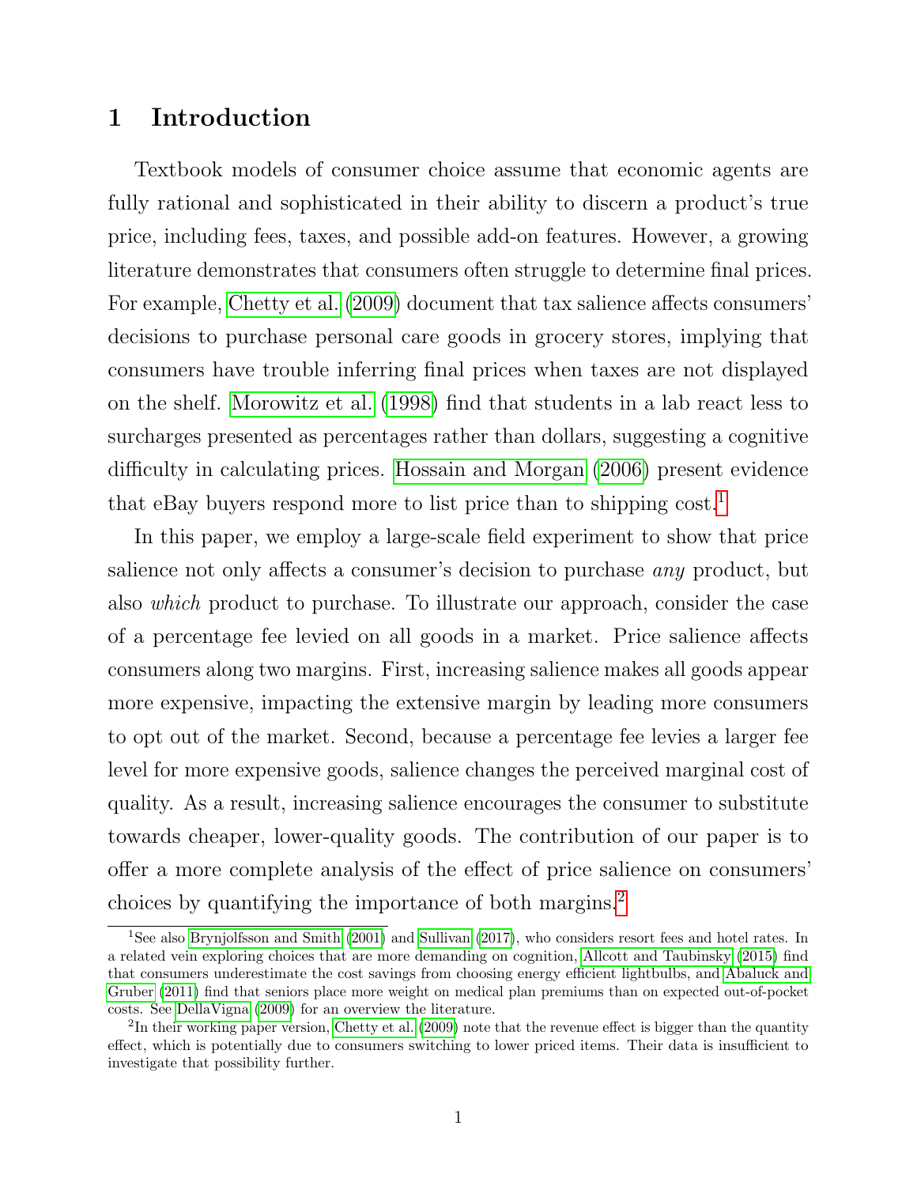# 1 Introduction

Textbook models of consumer choice assume that economic agents are fully rational and sophisticated in their ability to discern a product's true price, including fees, taxes, and possible add-on features. However, a growing literature demonstrates that consumers often struggle to determine final prices. For example, Chetty et al. (2009) document that tax salience affects consumers' decisions to purchase personal care goods in grocery stores, implying that consumers have trouble inferring final prices when taxes are not displayed on the shelf. Morowitz et al. (1998) find that students in a lab react less to surcharges presented as percentages rather than dollars, suggesting a cognitive difficulty in calculating prices. Hossain and Morgan (2006) present evidence that eBay buyers respond more to list price than to shipping cost.[1]

In this paper, we employ a large-scale field experiment to show that price salience not only affects a consumer's decision to purchase *any* product, but also *which* product to purchase. To illustrate our approach, consider the case of a percentage fee levied on all goods in a market. Price salience affects consumers along two margins. First, increasing salience makes all goods appear more expensive, impacting the extensive margin by leading more consumers to opt out of the market. Second, because a percentage fee levies a larger fee level for more expensive goods, salience changes the perceived marginal cost of quality. As a result, increasing salience encourages the consumer to substitute towards cheaper, lower-quality goods. The contribution of our paper is to offer a more complete analysis of the effect of price salience on consumers' choices by quantifying the importance of both margins.[2]

---

[1] See also Brynjolfsson and Smith (2001) and Sullivan (2017), who considers resort fees and hotel rates. In a related vein exploring choices that are more demanding on cognition, Allcott and Taubinsky (2015) find that consumers underestimate the cost savings from choosing energy efficient lightbulbs, and Abaluck and Gruber (2011) find that seniors place more weight on medical plan premiums than on expected out-of-pocket costs. See DellaVigna (2009) for an overview the literature.

[2] In their working paper version, Chetty et al. (2009) note that the revenue effect is bigger than the quantity effect, which is potentially due to consumers switching to lower priced items. Their data is insufficient to investigate that possibility further.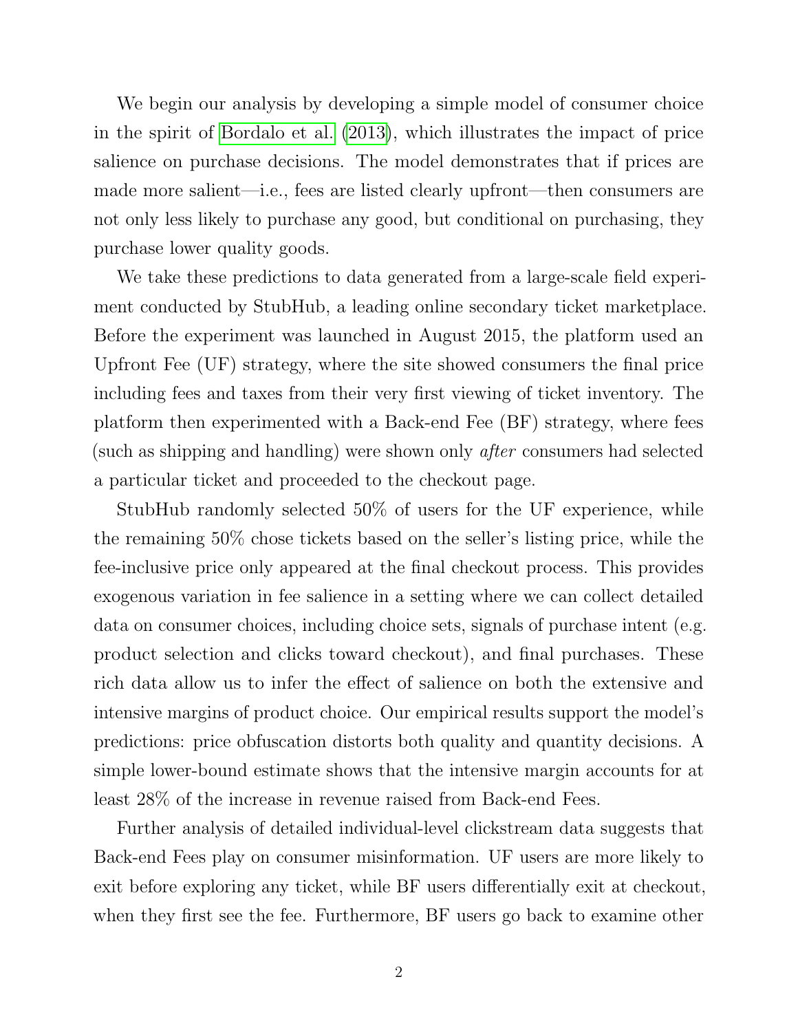We begin our analysis by developing a simple model of consumer choice in the spirit of Bordalo et al. (2013), which illustrates the impact of price salience on purchase decisions. The model demonstrates that if prices are made more salient—i.e., fees are listed clearly upfront—then consumers are not only less likely to purchase any good, but conditional on purchasing, they purchase lower quality goods.

We take these predictions to data generated from a large-scale field experiment conducted by StubHub, a leading online secondary ticket marketplace. Before the experiment was launched in August 2015, the platform used an Upfront Fee (UF) strategy, where the site showed consumers the final price including fees and taxes from their very first viewing of ticket inventory. The platform then experimented with a Back-end Fee (BF) strategy, where fees (such as shipping and handling) were shown only *after* consumers had selected a particular ticket and proceeded to the checkout page.

StubHub randomly selected 50% of users for the UF experience, while the remaining 50% chose tickets based on the seller's listing price, while the fee-inclusive price only appeared at the final checkout process. This provides exogenous variation in fee salience in a setting where we can collect detailed data on consumer choices, including choice sets, signals of purchase intent (e.g. product selection and clicks toward checkout), and final purchases. These rich data allow us to infer the effect of salience on both the extensive and intensive margins of product choice. Our empirical results support the model's predictions: price obfuscation distorts both quality and quantity decisions. A simple lower-bound estimate shows that the intensive margin accounts for at least 28% of the increase in revenue raised from Back-end Fees.

Further analysis of detailed individual-level clickstream data suggests that Back-end Fees play on consumer misinformation. UF users are more likely to exit before exploring any ticket, while BF users differentially exit at checkout, when they first see the fee. Furthermore, BF users go back to examine other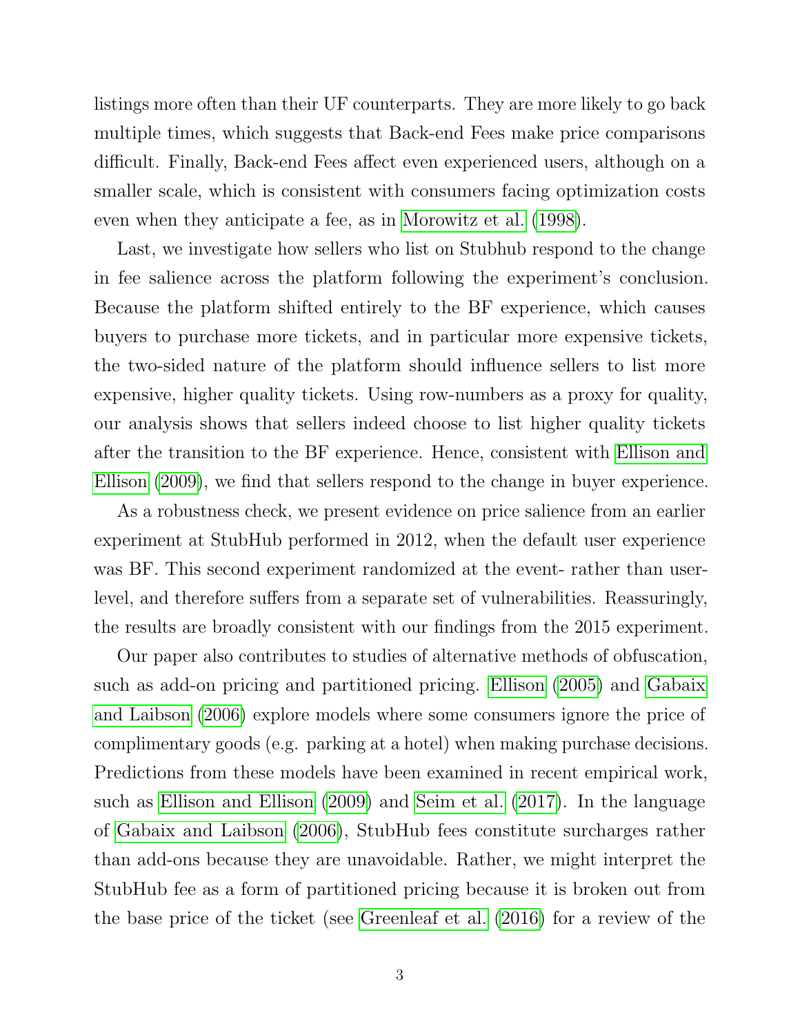listings more often than their UF counterparts. They are more likely to go back multiple times, which suggests that Back-end Fees make price comparisons difficult. Finally, Back-end Fees affect even experienced users, although on a smaller scale, which is consistent with consumers facing optimization costs even when they anticipate a fee, as in Morowitz et al. (1998).

Last, we investigate how sellers who list on Stubhub respond to the change in fee salience across the platform following the experiment's conclusion. Because the platform shifted entirely to the BF experience, which causes buyers to purchase more tickets, and in particular more expensive tickets, the two-sided nature of the platform should influence sellers to list more expensive, higher quality tickets. Using row-numbers as a proxy for quality, our analysis shows that sellers indeed choose to list higher quality tickets after the transition to the BF experience. Hence, consistent with Ellison and Ellison (2009), we find that sellers respond to the change in buyer experience.

As a robustness check, we present evidence on price salience from an earlier experiment at StubHub performed in 2012, when the default user experience was BF. This second experiment randomized at the event- rather than user-level, and therefore suffers from a separate set of vulnerabilities. Reassuringly, the results are broadly consistent with our findings from the 2015 experiment.

Our paper also contributes to studies of alternative methods of obfuscation, such as add-on pricing and partitioned pricing. Ellison (2005) and Gabaix and Laibson (2006) explore models where some consumers ignore the price of complimentary goods (e.g. parking at a hotel) when making purchase decisions. Predictions from these models have been examined in recent empirical work, such as Ellison and Ellison (2009) and Seim et al. (2017). In the language of Gabaix and Laibson (2006), StubHub fees constitute surcharges rather than add-ons because they are unavoidable. Rather, we might interpret the StubHub fee as a form of partitioned pricing because it is broken out from the base price of the ticket (see Greenleaf et al. (2016) for a review of the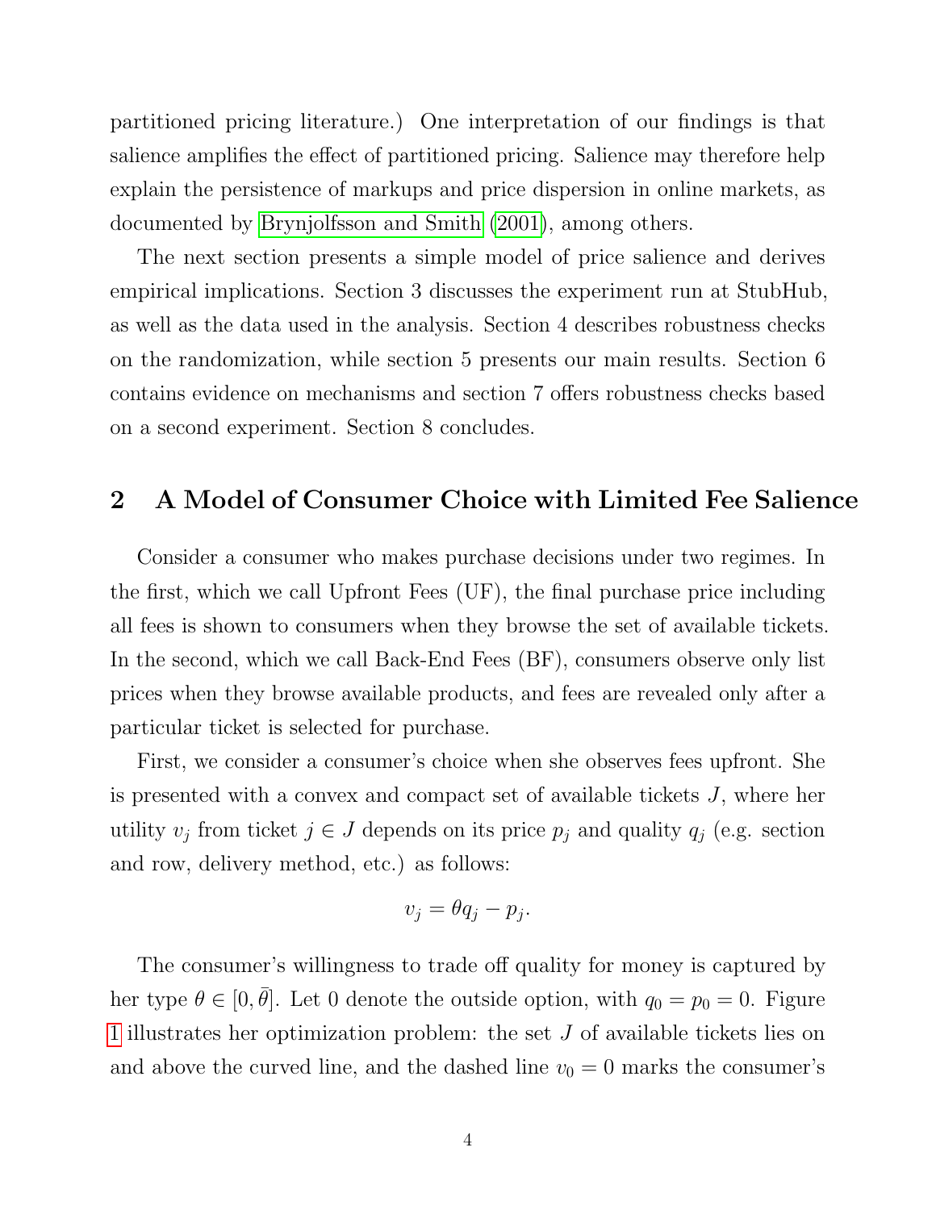partitioned pricing literature.) One interpretation of our findings is that salience amplifies the effect of partitioned pricing. Salience may therefore help explain the persistence of markups and price dispersion in online markets, as documented by Brynjolfsson and Smith (2001), among others.

The next section presents a simple model of price salience and derives empirical implications. Section 3 discusses the experiment run at StubHub, as well as the data used in the analysis. Section 4 describes robustness checks on the randomization, while section 5 presents our main results. Section 6 contains evidence on mechanisms and section 7 offers robustness checks based on a second experiment. Section 8 concludes.

## 2 A Model of Consumer Choice with Limited Fee Salience

Consider a consumer who makes purchase decisions under two regimes. In the first, which we call Upfront Fees (UF), the final purchase price including all fees is shown to consumers when they browse the set of available tickets. In the second, which we call Back-End Fees (BF), consumers observe only list prices when they browse available products, and fees are revealed only after a particular ticket is selected for purchase.

First, we consider a consumer's choice when she observes fees upfront. She is presented with a convex and compact set of available tickets $J$, where her utility $v_j$ from ticket $j \in J$ depends on its price $p_j$ and quality $q_j$ (e.g. section and row, delivery method, etc.) as follows:

$$v_j = \theta q_j - p_j.$$

The consumer's willingness to trade off quality for money is captured by her type $\theta \in [0, \bar{\theta}]$. Let 0 denote the outside option, with $q_0 = p_0 = 0$. Figure 1 illustrates her optimization problem: the set $J$ of available tickets lies on and above the curved line, and the dashed line $v_0 = 0$ marks the consumer's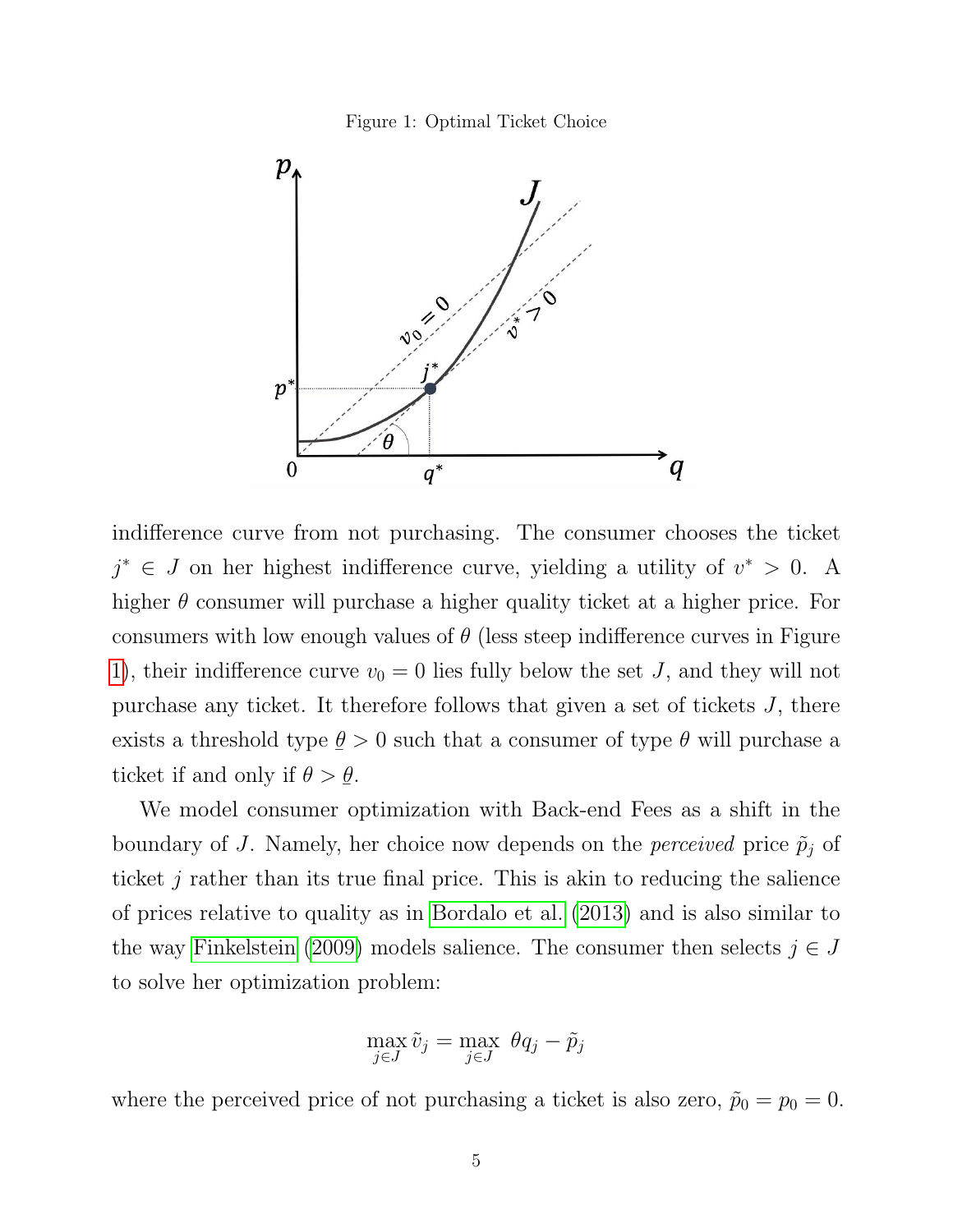Figure 1: Optimal Ticket Choice

indifference curve from not purchasing. The consumer chooses the ticket $j^* \in J$ on her highest indifference curve, yielding a utility of $v^* > 0$. A higher $\theta$ consumer will purchase a higher quality ticket at a higher price. For consumers with low enough values of $\theta$ (less steep indifference curves in Figure 1), their indifference curve $v_0 = 0$ lies fully below the set $J$, and they will not purchase any ticket. It therefore follows that given a set of tickets $J$, there exists a threshold type $\underline{\theta} > 0$ such that a consumer of type $\theta$ will purchase a ticket if and only if $\theta > \underline{\theta}$.

We model consumer optimization with Back-end Fees as a shift in the boundary of $J$. Namely, her choice now depends on the *perceived* price $\tilde{p}_j$ of ticket $j$ rather than its true final price. This is akin to reducing the salience of prices relative to quality as in Bordalo et al. (2013) and is also similar to the way Finkelstein (2009) models salience. The consumer then selects $j \in J$ to solve her optimization problem:

$$\max_{j \in J} \tilde{v}_j = \max_{j \in J} \; \theta q_j - \tilde{p}_j$$

where the perceived price of not purchasing a ticket is also zero, $\tilde{p}_0 = p_0 = 0$.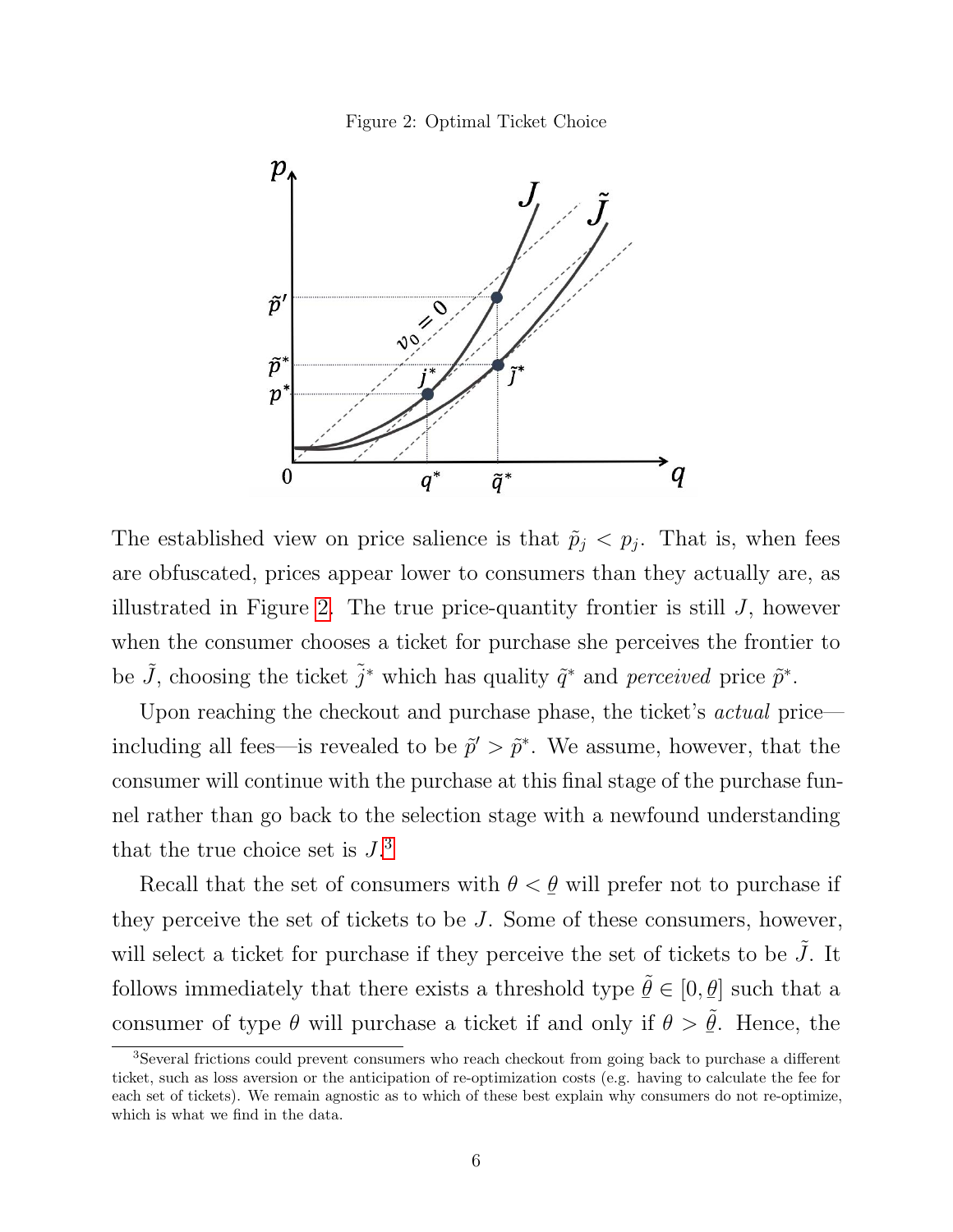Figure 2: Optimal Ticket Choice

The established view on price salience is that $\tilde{p}_j < p_j$. That is, when fees are obfuscated, prices appear lower to consumers than they actually are, as illustrated in Figure 2. The true price-quantity frontier is still $J$, however when the consumer chooses a ticket for purchase she perceives the frontier to be $\tilde{J}$, choosing the ticket $\tilde{j}^*$ which has quality $\tilde{q}^*$ and *perceived* price $\tilde{p}^*$.

Upon reaching the checkout and purchase phase, the ticket's *actual* price—including all fees—is revealed to be $\tilde{p}' > \tilde{p}^*$. We assume, however, that the consumer will continue with the purchase at this final stage of the purchase funnel rather than go back to the selection stage with a newfound understanding that the true choice set is $J$.[3]

Recall that the set of consumers with $\theta < \underline{\theta}$ will prefer not to purchase if they perceive the set of tickets to be $J$. Some of these consumers, however, will select a ticket for purchase if they perceive the set of tickets to be $\tilde{J}$. It follows immediately that there exists a threshold type $\tilde{\underline{\theta}} \in [0, \underline{\theta}]$ such that a consumer of type $\theta$ will purchase a ticket if and only if $\theta > \tilde{\underline{\theta}}$. Hence, the

[3] Several frictions could prevent consumers who reach checkout from going back to purchase a different ticket, such as loss aversion or the anticipation of re-optimization costs (e.g. having to calculate the fee for each set of tickets). We remain agnostic as to which of these best explain why consumers do not re-optimize, which is what we find in the data.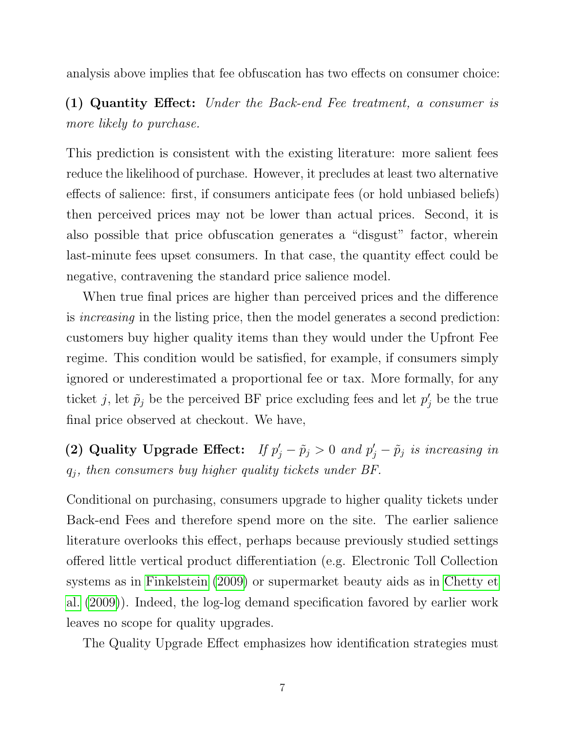analysis above implies that fee obfuscation has two effects on consumer choice:

**(1) Quantity Effect:** *Under the Back-end Fee treatment, a consumer is more likely to purchase.*

This prediction is consistent with the existing literature: more salient fees reduce the likelihood of purchase. However, it precludes at least two alternative effects of salience: first, if consumers anticipate fees (or hold unbiased beliefs) then perceived prices may not be lower than actual prices. Second, it is also possible that price obfuscation generates a "disgust" factor, wherein last-minute fees upset consumers. In that case, the quantity effect could be negative, contravening the standard price salience model.

When true final prices are higher than perceived prices and the difference is *increasing* in the listing price, then the model generates a second prediction: customers buy higher quality items than they would under the Upfront Fee regime. This condition would be satisfied, for example, if consumers simply ignored or underestimated a proportional fee or tax. More formally, for any ticket $j$, let $\tilde{p}_j$ be the perceived BF price excluding fees and let $p'_j$ be the true final price observed at checkout. We have,

**(2) Quality Upgrade Effect:** *If $p'_j - \tilde{p}_j > 0$ and $p'_j - \tilde{p}_j$ is increasing in $q_j$, then consumers buy higher quality tickets under BF.*

Conditional on purchasing, consumers upgrade to higher quality tickets under Back-end Fees and therefore spend more on the site. The earlier salience literature overlooks this effect, perhaps because previously studied settings offered little vertical product differentiation (e.g. Electronic Toll Collection systems as in Finkelstein (2009) or supermarket beauty aids as in Chetty et al. (2009)). Indeed, the log-log demand specification favored by earlier work leaves no scope for quality upgrades.

The Quality Upgrade Effect emphasizes how identification strategies must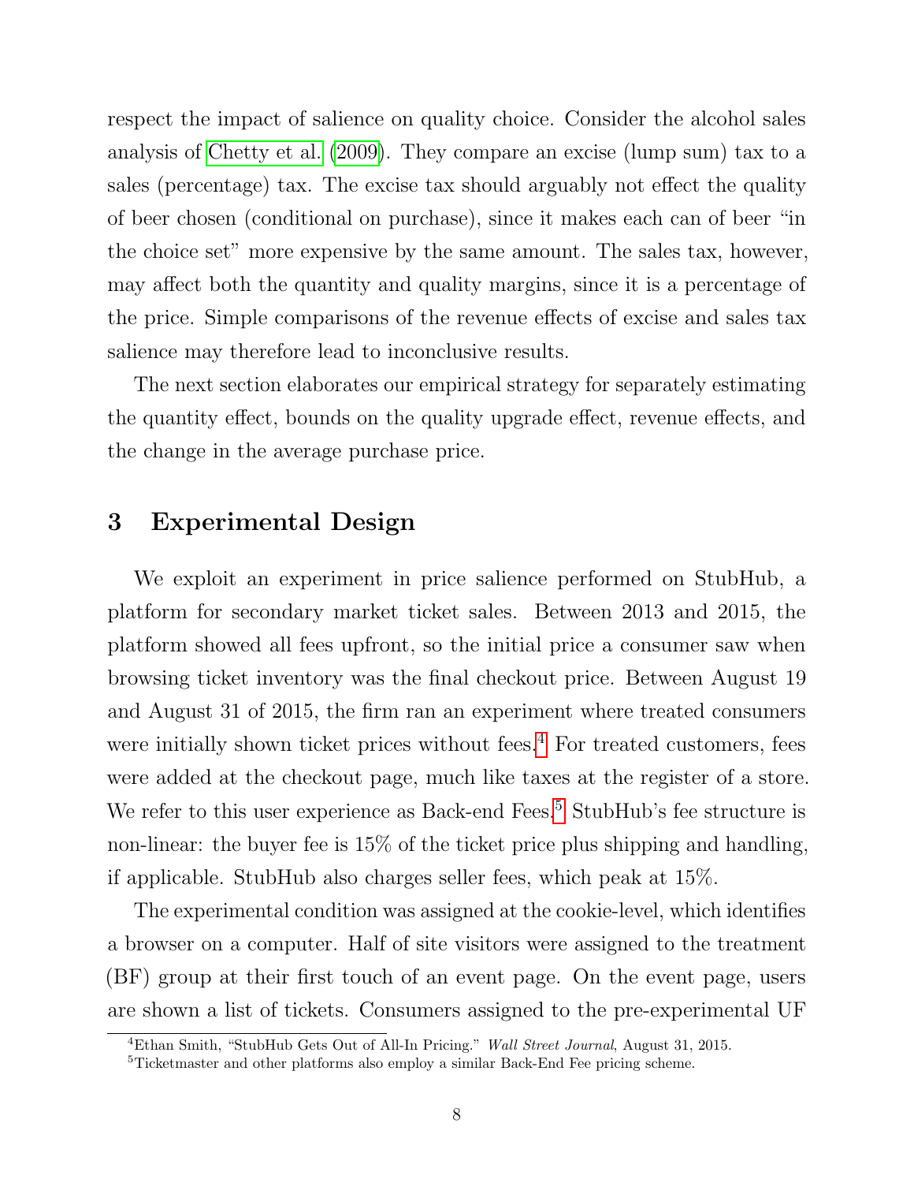respect the impact of salience on quality choice. Consider the alcohol sales analysis of Chetty et al. (2009). They compare an excise (lump sum) tax to a sales (percentage) tax. The excise tax should arguably not effect the quality of beer chosen (conditional on purchase), since it makes each can of beer "in the choice set" more expensive by the same amount. The sales tax, however, may affect both the quantity and quality margins, since it is a percentage of the price. Simple comparisons of the revenue effects of excise and sales tax salience may therefore lead to inconclusive results.

The next section elaborates our empirical strategy for separately estimating the quantity effect, bounds on the quality upgrade effect, revenue effects, and the change in the average purchase price.

# 3 Experimental Design

We exploit an experiment in price salience performed on StubHub, a platform for secondary market ticket sales. Between 2013 and 2015, the platform showed all fees upfront, so the initial price a consumer saw when browsing ticket inventory was the final checkout price. Between August 19 and August 31 of 2015, the firm ran an experiment where treated consumers were initially shown ticket prices without fees.[4] For treated customers, fees were added at the checkout page, much like taxes at the register of a store. We refer to this user experience as Back-end Fees.[5] StubHub's fee structure is non-linear: the buyer fee is 15% of the ticket price plus shipping and handling, if applicable. StubHub also charges seller fees, which peak at 15%.

The experimental condition was assigned at the cookie-level, which identifies a browser on a computer. Half of site visitors were assigned to the treatment (BF) group at their first touch of an event page. On the event page, users are shown a list of tickets. Consumers assigned to the pre-experimental UF

[4] Ethan Smith, "StubHub Gets Out of All-In Pricing." *Wall Street Journal*, August 31, 2015.

[5] Ticketmaster and other platforms also employ a similar Back-End Fee pricing scheme.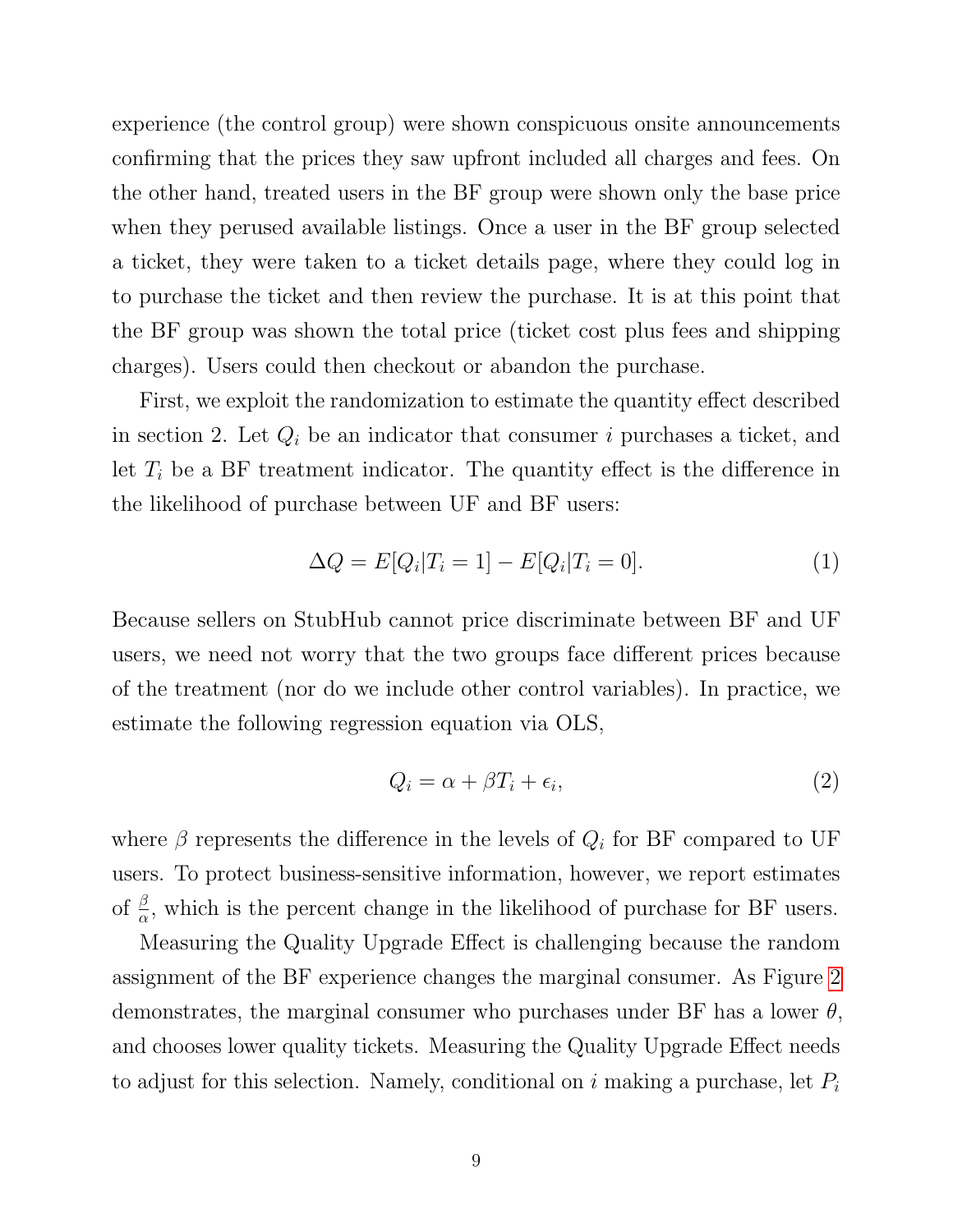experience (the control group) were shown conspicuous onsite announcements confirming that the prices they saw upfront included all charges and fees. On the other hand, treated users in the BF group were shown only the base price when they perused available listings. Once a user in the BF group selected a ticket, they were taken to a ticket details page, where they could log in to purchase the ticket and then review the purchase. It is at this point that the BF group was shown the total price (ticket cost plus fees and shipping charges). Users could then checkout or abandon the purchase.

First, we exploit the randomization to estimate the quantity effect described in section 2. Let $Q_i$ be an indicator that consumer $i$ purchases a ticket, and let $T_i$ be a BF treatment indicator. The quantity effect is the difference in the likelihood of purchase between UF and BF users:

$$\Delta Q = E[Q_i | T_i = 1] - E[Q_i | T_i = 0]. \tag{1}$$

Because sellers on StubHub cannot price discriminate between BF and UF users, we need not worry that the two groups face different prices because of the treatment (nor do we include other control variables). In practice, we estimate the following regression equation via OLS,

$$Q_i = \alpha + \beta T_i + \epsilon_i, \tag{2}$$

where $\beta$ represents the difference in the levels of $Q_i$ for BF compared to UF users. To protect business-sensitive information, however, we report estimates of $\frac{\beta}{\alpha}$, which is the percent change in the likelihood of purchase for BF users.

Measuring the Quality Upgrade Effect is challenging because the random assignment of the BF experience changes the marginal consumer. As Figure 2 demonstrates, the marginal consumer who purchases under BF has a lower $\theta$, and chooses lower quality tickets. Measuring the Quality Upgrade Effect needs to adjust for this selection. Namely, conditional on $i$ making a purchase, let $P_i$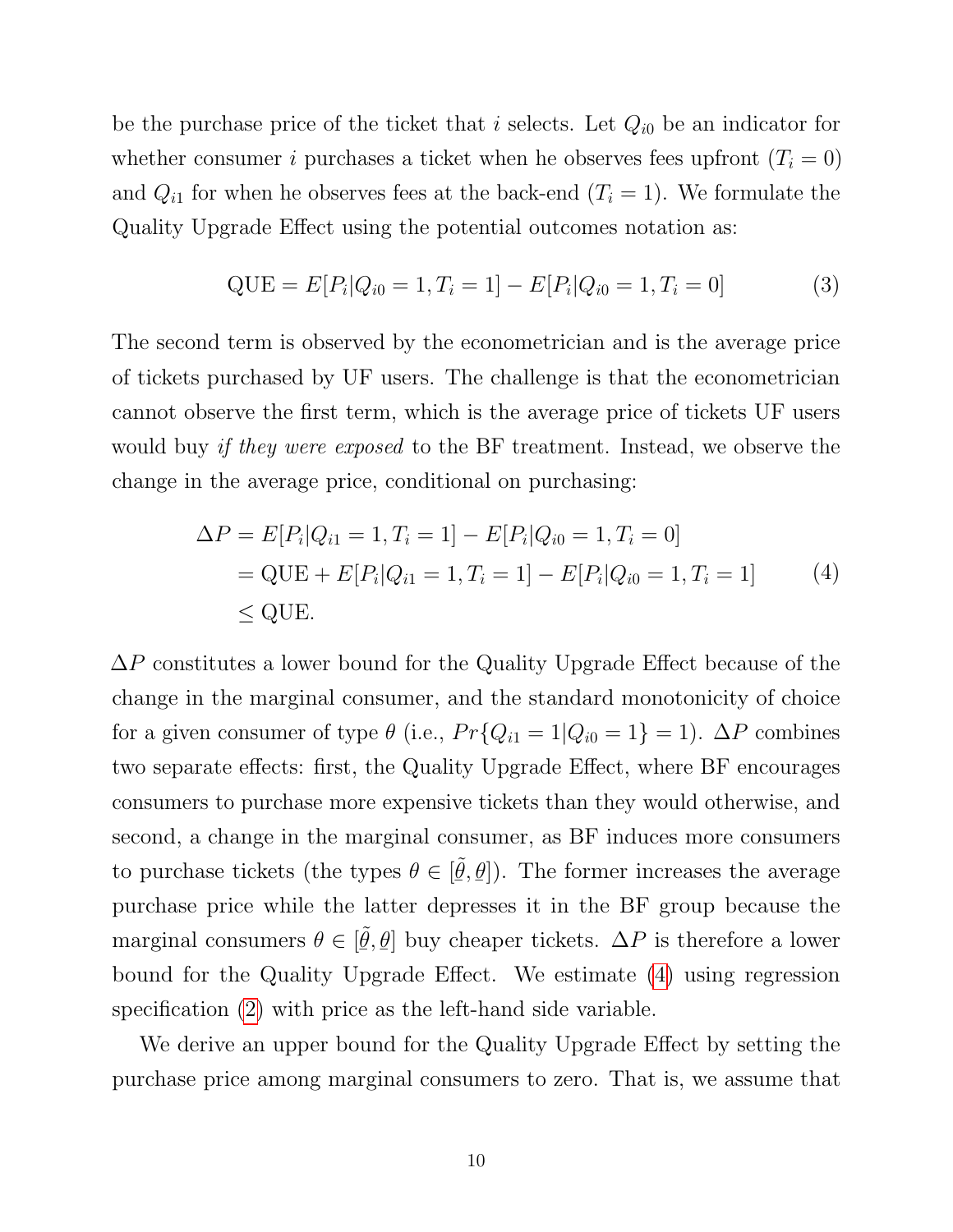be the purchase price of the ticket that $i$ selects. Let $Q_{i0}$ be an indicator for whether consumer $i$ purchases a ticket when he observes fees upfront ($T_i = 0$) and $Q_{i1}$ for when he observes fees at the back-end ($T_i = 1$). We formulate the Quality Upgrade Effect using the potential outcomes notation as:

$$\text{QUE} = E[P_i|Q_{i0} = 1, T_i = 1] - E[P_i|Q_{i0} = 1, T_i = 0] \tag{3}$$

The second term is observed by the econometrician and is the average price of tickets purchased by UF users. The challenge is that the econometrician cannot observe the first term, which is the average price of tickets UF users would buy *if they were exposed* to the BF treatment. Instead, we observe the change in the average price, conditional on purchasing:

$$\begin{aligned}
\Delta P &= E[P_i|Q_{i1} = 1, T_i = 1] - E[P_i|Q_{i0} = 1, T_i = 0] \\
&= \text{QUE} + E[P_i|Q_{i1} = 1, T_i = 1] - E[P_i|Q_{i0} = 1, T_i = 1] \\
&\leq \text{QUE}.
\end{aligned} \tag{4}$$

$\Delta P$ constitutes a lower bound for the Quality Upgrade Effect because of the change in the marginal consumer, and the standard monotonicity of choice for a given consumer of type $\theta$ (i.e., $Pr\{Q_{i1} = 1|Q_{i0} = 1\} = 1$). $\Delta P$ combines two separate effects: first, the Quality Upgrade Effect, where BF encourages consumers to purchase more expensive tickets than they would otherwise, and second, a change in the marginal consumer, as BF induces more consumers to purchase tickets (the types $\theta \in [\tilde{\underline{\theta}}, \underline{\theta}]$). The former increases the average purchase price while the latter depresses it in the BF group because the marginal consumers $\theta \in [\tilde{\underline{\theta}}, \underline{\theta}]$ buy cheaper tickets. $\Delta P$ is therefore a lower bound for the Quality Upgrade Effect. We estimate (4) using regression specification (2) with price as the left-hand side variable.

We derive an upper bound for the Quality Upgrade Effect by setting the purchase price among marginal consumers to zero. That is, we assume that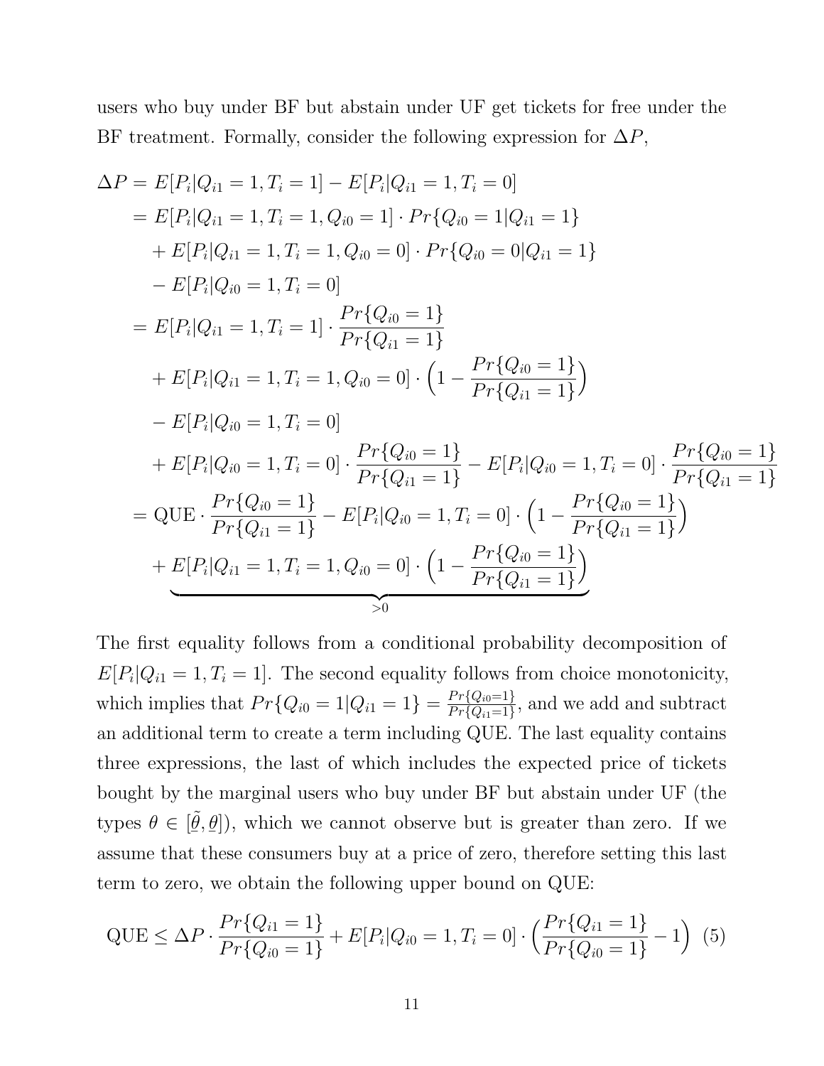users who buy under BF but abstain under UF get tickets for free under the BF treatment. Formally, consider the following expression for $\Delta P$,

$$
\begin{aligned}
\Delta P &= E[P_i|Q_{i1}=1, T_i=1] - E[P_i|Q_{i1}=1, T_i=0] \\
&= E[P_i|Q_{i1}=1, T_i=1, Q_{i0}=1] \cdot Pr\{Q_{i0}=1|Q_{i1}=1\} \\
&\quad + E[P_i|Q_{i1}=1, T_i=1, Q_{i0}=0] \cdot Pr\{Q_{i0}=0|Q_{i1}=1\} \\
&\quad - E[P_i|Q_{i0}=1, T_i=0] \\
&= E[P_i|Q_{i1}=1, T_i=1] \cdot \frac{Pr\{Q_{i0}=1\}}{Pr\{Q_{i1}=1\}} \\
&\quad + E[P_i|Q_{i1}=1, T_i=1, Q_{i0}=0] \cdot \Big(1 - \frac{Pr\{Q_{i0}=1\}}{Pr\{Q_{i1}=1\}}\Big) \\
&\quad - E[P_i|Q_{i0}=1, T_i=0] \\
&\quad + E[P_i|Q_{i0}=1, T_i=0] \cdot \frac{Pr\{Q_{i0}=1\}}{Pr\{Q_{i1}=1\}} - E[P_i|Q_{i0}=1, T_i=0] \cdot \frac{Pr\{Q_{i0}=1\}}{Pr\{Q_{i1}=1\}} \\
&= \text{QUE} \cdot \frac{Pr\{Q_{i0}=1\}}{Pr\{Q_{i1}=1\}} - E[P_i|Q_{i0}=1, T_i=0] \cdot \Big(1 - \frac{Pr\{Q_{i0}=1\}}{Pr\{Q_{i1}=1\}}\Big) \\
&\quad + \underbrace{E[P_i|Q_{i1}=1, T_i=1, Q_{i0}=0] \cdot \Big(1 - \frac{Pr\{Q_{i0}=1\}}{Pr\{Q_{i1}=1\}}\Big)}_{>0}
\end{aligned}
$$

The first equality follows from a conditional probability decomposition of $E[P_i|Q_{i1}=1, T_i=1]$. The second equality follows from choice monotonicity, which implies that $Pr\{Q_{i0}=1|Q_{i1}=1\} = \frac{Pr\{Q_{i0}=1\}}{Pr\{Q_{i1}=1\}}$, and we add and subtract an additional term to create a term including QUE. The last equality contains three expressions, the last of which includes the expected price of tickets bought by the marginal users who buy under BF but abstain under UF (the types $\theta \in [\tilde{\underline{\theta}}, \underline{\theta}]$), which we cannot observe but is greater than zero. If we assume that these consumers buy at a price of zero, therefore setting this last term to zero, we obtain the following upper bound on QUE:

$$
\text{QUE} \leq \Delta P \cdot \frac{Pr\{Q_{i1}=1\}}{Pr\{Q_{i0}=1\}} + E[P_i|Q_{i0}=1, T_i=0] \cdot \Big(\frac{Pr\{Q_{i1}=1\}}{Pr\{Q_{i0}=1\}} - 1\Big) \quad (5)
$$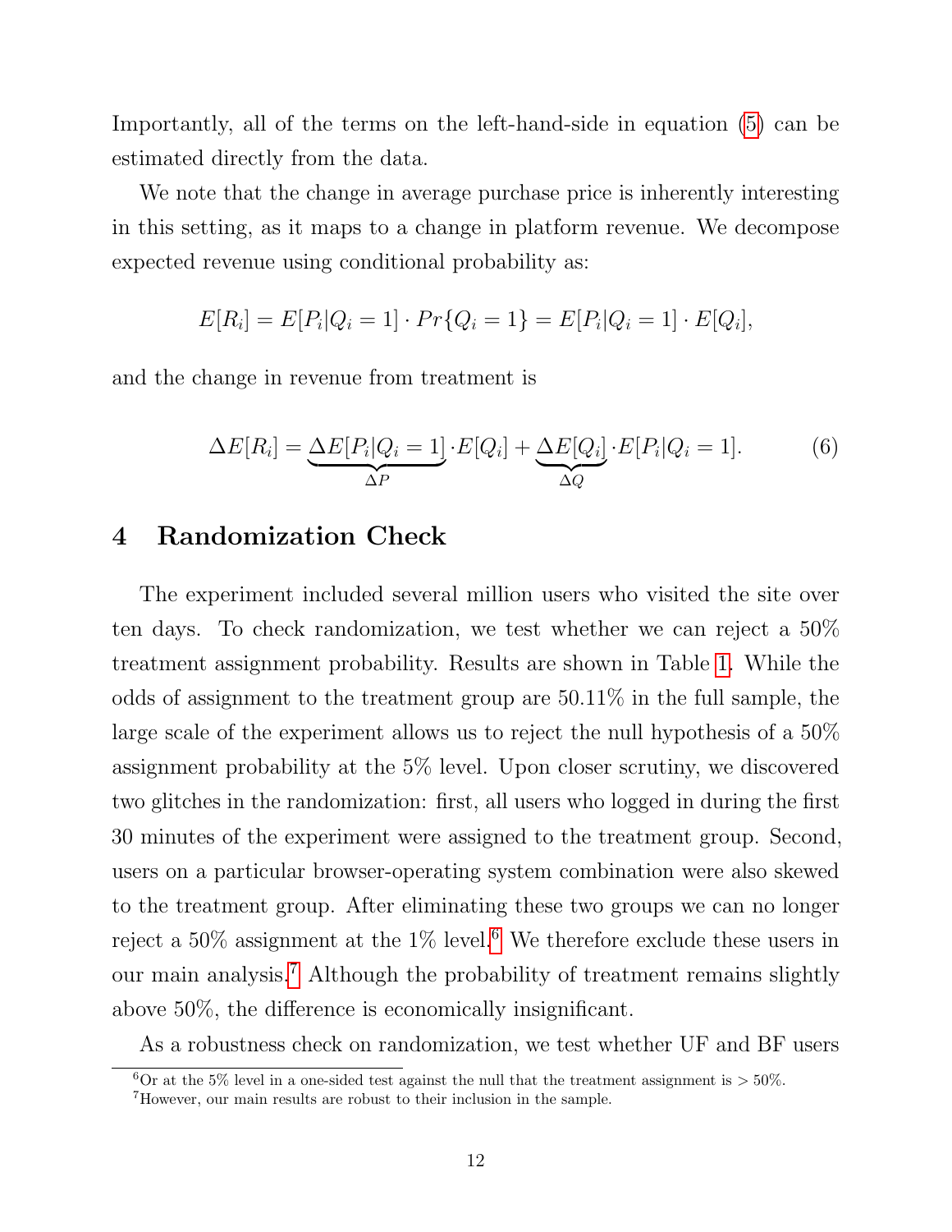Importantly, all of the terms on the left-hand-side in equation (5) can be estimated directly from the data.

We note that the change in average purchase price is inherently interesting in this setting, as it maps to a change in platform revenue. We decompose expected revenue using conditional probability as:

$$E[R_i] = E[P_i|Q_i = 1] \cdot Pr\{Q_i = 1\} = E[P_i|Q_i = 1] \cdot E[Q_i],$$

and the change in revenue from treatment is

$$\Delta E[R_i] = \underbrace{\Delta E[P_i|Q_i = 1]}_{\Delta P} \cdot E[Q_i] + \underbrace{\Delta E[Q_i]}_{\Delta Q} \cdot E[P_i|Q_i = 1]. \tag{6}$$

# 4 Randomization Check

The experiment included several million users who visited the site over ten days. To check randomization, we test whether we can reject a 50% treatment assignment probability. Results are shown in Table 1. While the odds of assignment to the treatment group are 50.11% in the full sample, the large scale of the experiment allows us to reject the null hypothesis of a 50% assignment probability at the 5% level. Upon closer scrutiny, we discovered two glitches in the randomization: first, all users who logged in during the first 30 minutes of the experiment were assigned to the treatment group. Second, users on a particular browser-operating system combination were also skewed to the treatment group. After eliminating these two groups we can no longer reject a 50% assignment at the 1% level.[6] We therefore exclude these users in our main analysis.[7] Although the probability of treatment remains slightly above 50%, the difference is economically insignificant.

As a robustness check on randomization, we test whether UF and BF users

[6] Or at the 5% level in a one-sided test against the null that the treatment assignment is $> 50\%$.

[7] However, our main results are robust to their inclusion in the sample.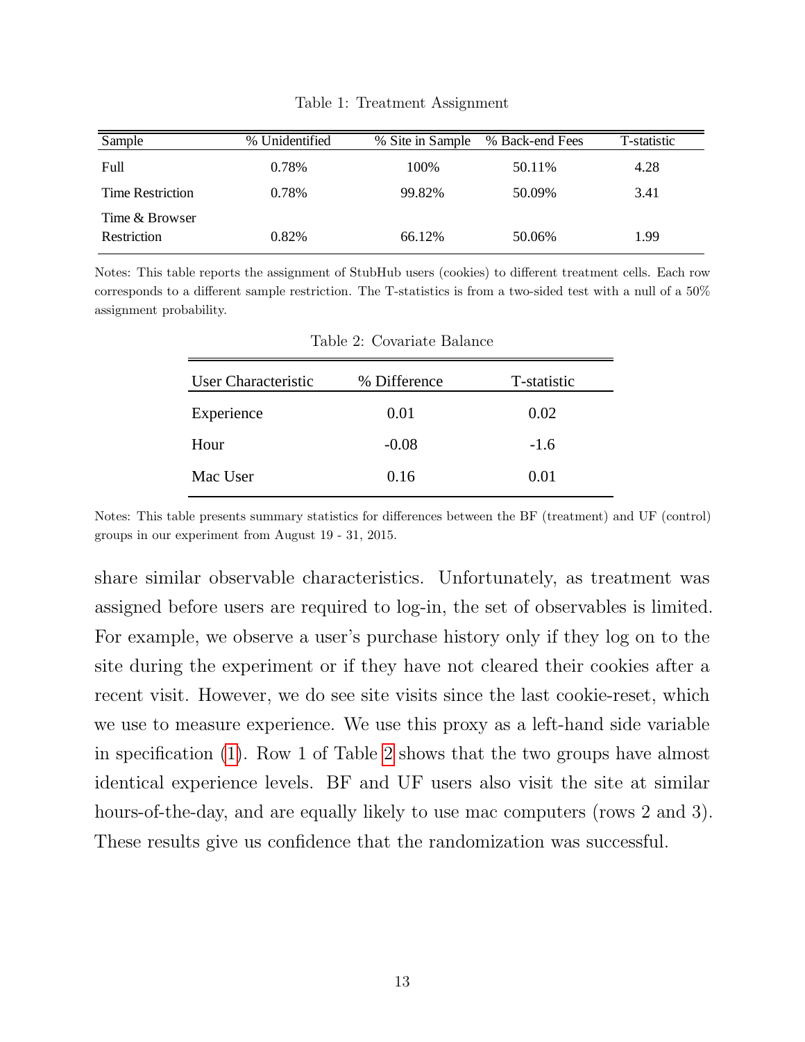Table 1: Treatment Assignment

| Sample | % Unidentified | % Site in Sample | % Back-end Fees | T-statistic |
|---|---|---|---|---|
| Full | 0.78% | 100% | 50.11% | 4.28 |
| Time Restriction | 0.78% | 99.82% | 50.09% | 3.41 |
| Time & Browser Restriction | 0.82% | 66.12% | 50.06% | 1.99 |

Notes: This table reports the assignment of StubHub users (cookies) to different treatment cells. Each row corresponds to a different sample restriction. The T-statistics is from a two-sided test with a null of a 50% assignment probability.

Table 2: Covariate Balance

| User Characteristic | % Difference | T-statistic |
|---|---|---|
| Experience | 0.01 | 0.02 |
| Hour | -0.08 | -1.6 |
| Mac User | 0.16 | 0.01 |

Notes: This table presents summary statistics for differences between the BF (treatment) and UF (control) groups in our experiment from August 19 - 31, 2015.

share similar observable characteristics. Unfortunately, as treatment was assigned before users are required to log-in, the set of observables is limited. For example, we observe a user's purchase history only if they log on to the site during the experiment or if they have not cleared their cookies after a recent visit. However, we do see site visits since the last cookie-reset, which we use to measure experience. We use this proxy as a left-hand side variable in specification (1). Row 1 of Table 2 shows that the two groups have almost identical experience levels. BF and UF users also visit the site at similar hours-of-the-day, and are equally likely to use mac computers (rows 2 and 3). These results give us confidence that the randomization was successful.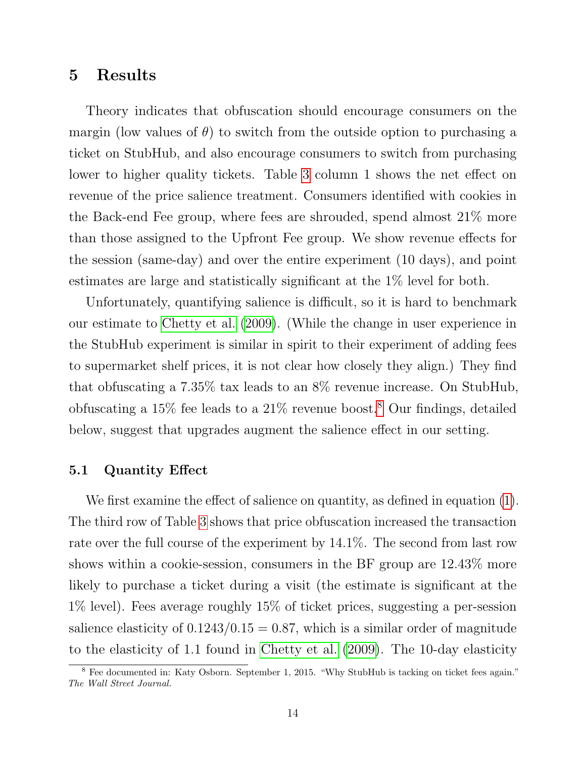# 5 Results

Theory indicates that obfuscation should encourage consumers on the margin (low values of $\theta$) to switch from the outside option to purchasing a ticket on StubHub, and also encourage consumers to switch from purchasing lower to higher quality tickets. Table 3 column 1 shows the net effect on revenue of the price salience treatment. Consumers identified with cookies in the Back-end Fee group, where fees are shrouded, spend almost 21% more than those assigned to the Upfront Fee group. We show revenue effects for the session (same-day) and over the entire experiment (10 days), and point estimates are large and statistically significant at the 1% level for both.

Unfortunately, quantifying salience is difficult, so it is hard to benchmark our estimate to Chetty et al. (2009). (While the change in user experience in the StubHub experiment is similar in spirit to their experiment of adding fees to supermarket shelf prices, it is not clear how closely they align.) They find that obfuscating a 7.35% tax leads to an 8% revenue increase. On StubHub, obfuscating a 15% fee leads to a 21% revenue boost.[8] Our findings, detailed below, suggest that upgrades augment the salience effect in our setting.

## 5.1 Quantity Effect

We first examine the effect of salience on quantity, as defined in equation (1). The third row of Table 3 shows that price obfuscation increased the transaction rate over the full course of the experiment by 14.1%. The second from last row shows within a cookie-session, consumers in the BF group are 12.43% more likely to purchase a ticket during a visit (the estimate is significant at the 1% level). Fees average roughly 15% of ticket prices, suggesting a per-session salience elasticity of $0.1243/0.15 = 0.87$, which is a similar order of magnitude to the elasticity of 1.1 found in Chetty et al. (2009). The 10-day elasticity

[8] Fee documented in: Katy Osborn. September 1, 2015. "Why StubHub is tacking on ticket fees again." *The Wall Street Journal.*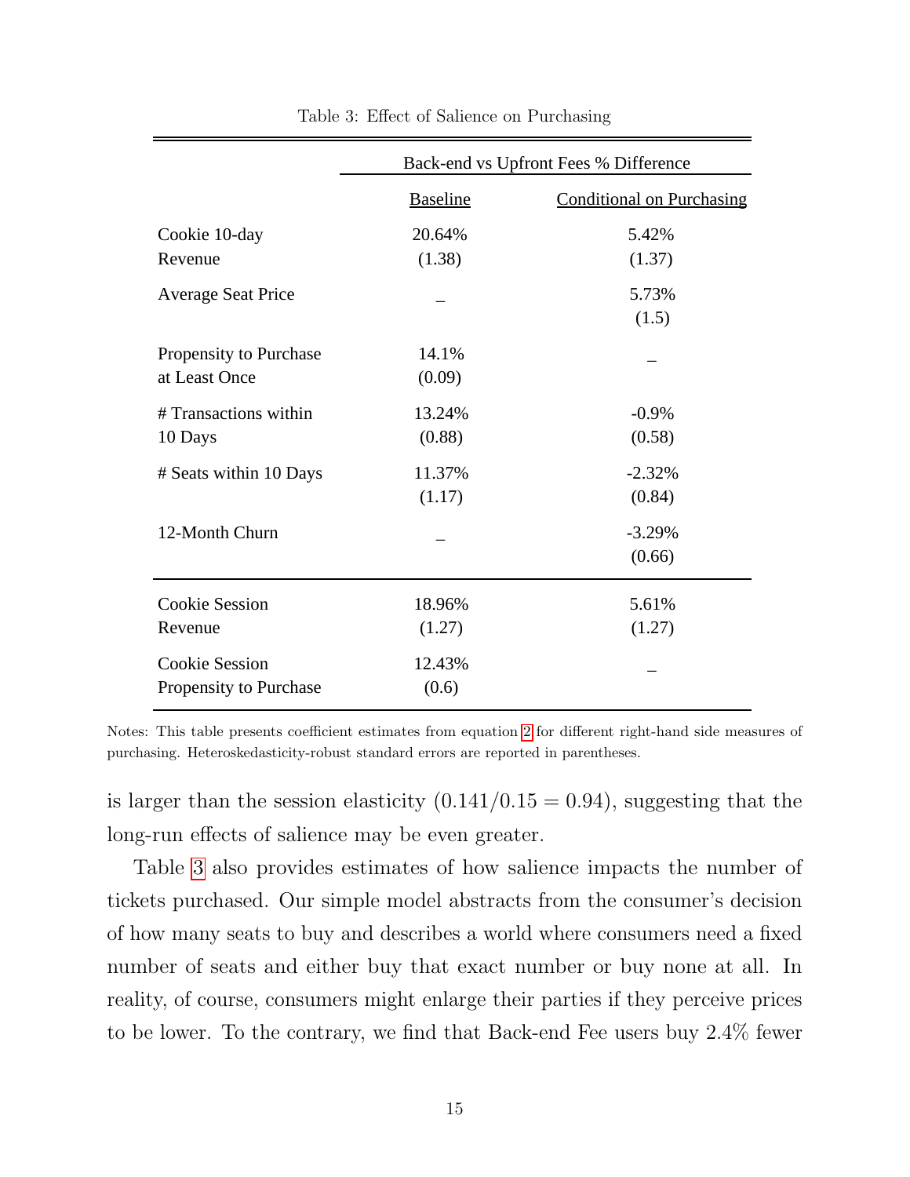Table 3: Effect of Salience on Purchasing

| | Back-end vs Upfront Fees % Difference | |
|---|---|---|
| | Baseline | Conditional on Purchasing |
| Cookie 10-day Revenue | 20.64% (1.38) | 5.42% (1.37) |
| Average Seat Price | – | 5.73% (1.5) |
| Propensity to Purchase at Least Once | 14.1% (0.09) | – |
| # Transactions within 10 Days | 13.24% (0.88) | -0.9% (0.58) |
| # Seats within 10 Days | 11.37% (1.17) | -2.32% (0.84) |
| 12-Month Churn | – | -3.29% (0.66) |
| Cookie Session Revenue | 18.96% (1.27) | 5.61% (1.27) |
| Cookie Session Propensity to Purchase | 12.43% (0.6) | – |

Notes: This table presents coefficient estimates from equation 2 for different right-hand side measures of purchasing. Heteroskedasticity-robust standard errors are reported in parentheses.

is larger than the session elasticity ($0.141/0.15 = 0.94$), suggesting that the long-run effects of salience may be even greater.

Table 3 also provides estimates of how salience impacts the number of tickets purchased. Our simple model abstracts from the consumer's decision of how many seats to buy and describes a world where consumers need a fixed number of seats and either buy that exact number or buy none at all. In reality, of course, consumers might enlarge their parties if they perceive prices to be lower. To the contrary, we find that Back-end Fee users buy 2.4% fewer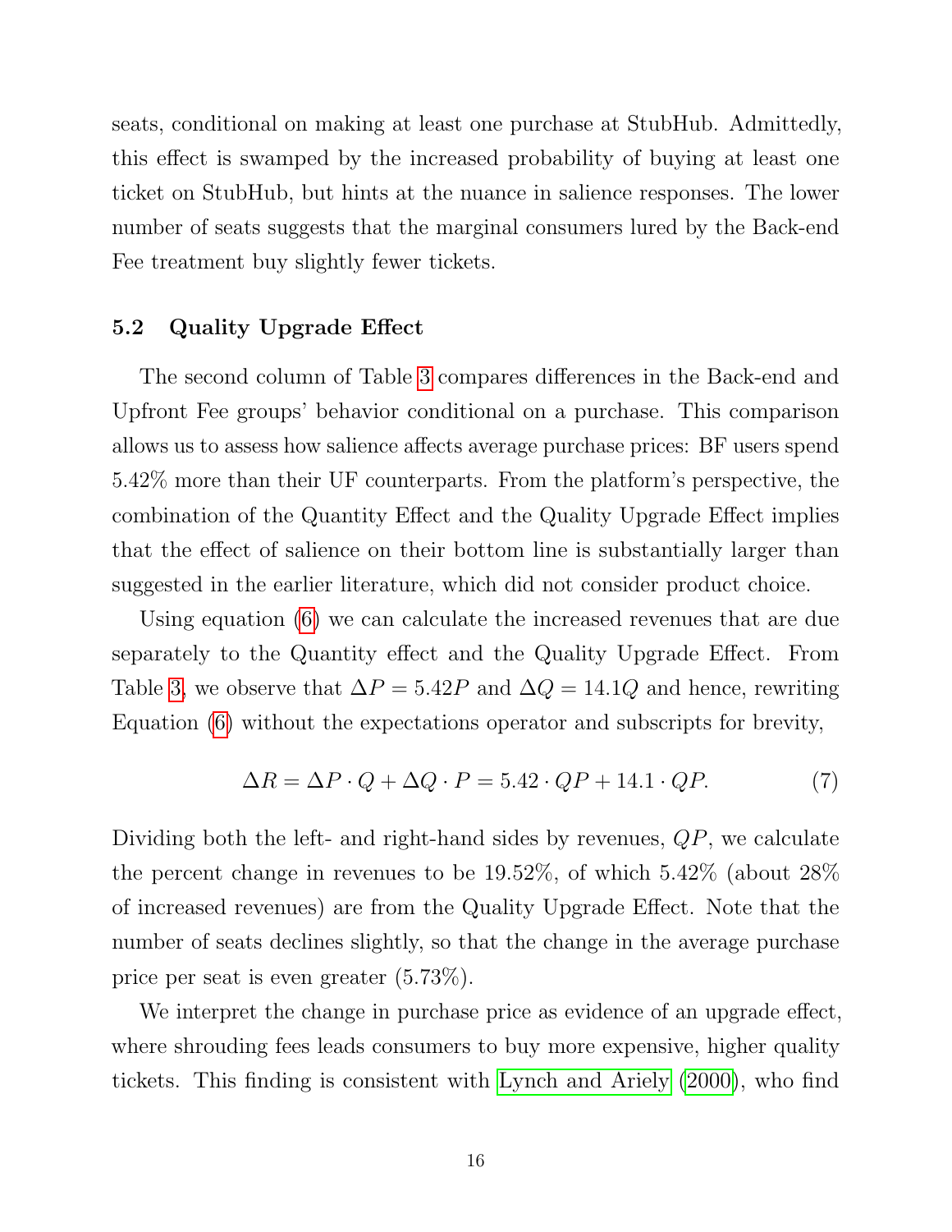seats, conditional on making at least one purchase at StubHub. Admittedly, this effect is swamped by the increased probability of buying at least one ticket on StubHub, but hints at the nuance in salience responses. The lower number of seats suggests that the marginal consumers lured by the Back-end Fee treatment buy slightly fewer tickets.

### 5.2 Quality Upgrade Effect

The second column of Table 3 compares differences in the Back-end and Upfront Fee groups' behavior conditional on a purchase. This comparison allows us to assess how salience affects average purchase prices: BF users spend 5.42% more than their UF counterparts. From the platform's perspective, the combination of the Quantity Effect and the Quality Upgrade Effect implies that the effect of salience on their bottom line is substantially larger than suggested in the earlier literature, which did not consider product choice.

Using equation (6) we can calculate the increased revenues that are due separately to the Quantity effect and the Quality Upgrade Effect. From Table 3, we observe that $\Delta P = 5.42P$ and $\Delta Q = 14.1Q$ and hence, rewriting Equation (6) without the expectations operator and subscripts for brevity,

$$\Delta R = \Delta P \cdot Q + \Delta Q \cdot P = 5.42 \cdot QP + 14.1 \cdot QP. \tag{7}$$

Dividing both the left- and right-hand sides by revenues, $QP$, we calculate the percent change in revenues to be 19.52%, of which 5.42% (about 28% of increased revenues) are from the Quality Upgrade Effect. Note that the number of seats declines slightly, so that the change in the average purchase price per seat is even greater (5.73%).

We interpret the change in purchase price as evidence of an upgrade effect, where shrouding fees leads consumers to buy more expensive, higher quality tickets. This finding is consistent with Lynch and Ariely (2000), who find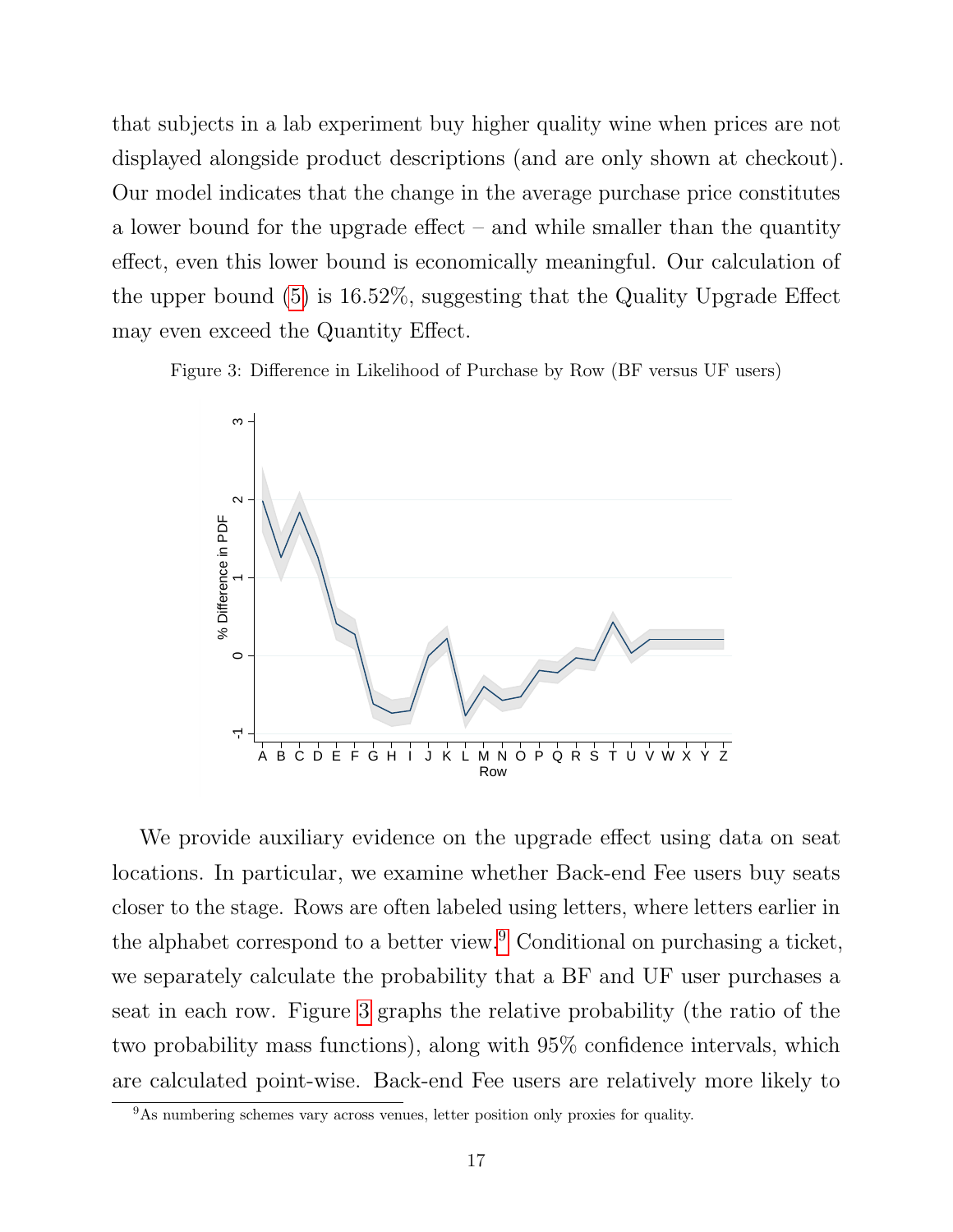that subjects in a lab experiment buy higher quality wine when prices are not displayed alongside product descriptions (and are only shown at checkout). Our model indicates that the change in the average purchase price constitutes a lower bound for the upgrade effect – and while smaller than the quantity effect, even this lower bound is economically meaningful. Our calculation of the upper bound (5) is 16.52%, suggesting that the Quality Upgrade Effect may even exceed the Quantity Effect.

Figure 3: Difference in Likelihood of Purchase by Row (BF versus UF users)

We provide auxiliary evidence on the upgrade effect using data on seat locations. In particular, we examine whether Back-end Fee users buy seats closer to the stage. Rows are often labeled using letters, where letters earlier in the alphabet correspond to a better view.[9] Conditional on purchasing a ticket, we separately calculate the probability that a BF and UF user purchases a seat in each row. Figure 3 graphs the relative probability (the ratio of the two probability mass functions), along with 95% confidence intervals, which are calculated point-wise. Back-end Fee users are relatively more likely to

[9] As numbering schemes vary across venues, letter position only proxies for quality.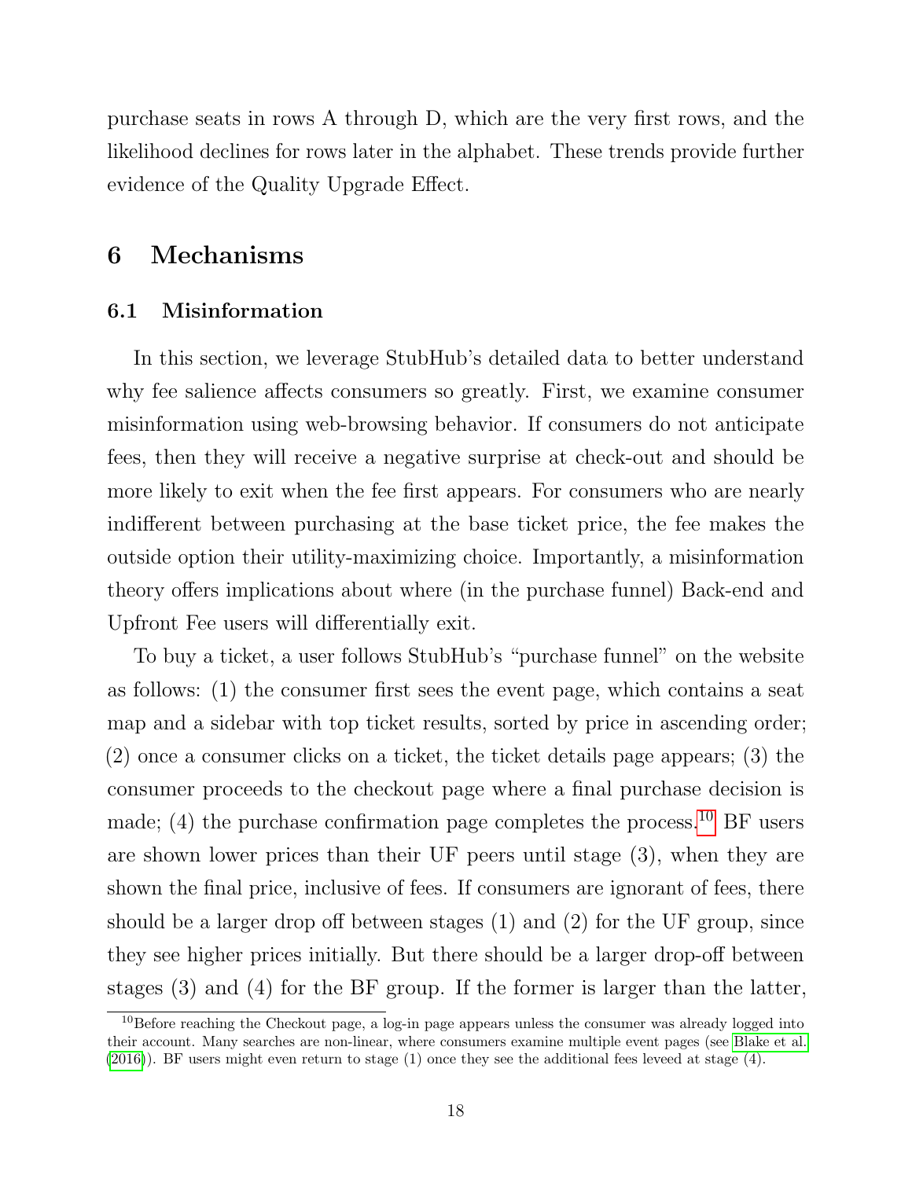purchase seats in rows A through D, which are the very first rows, and the likelihood declines for rows later in the alphabet. These trends provide further evidence of the Quality Upgrade Effect.

# 6 Mechanisms

## 6.1 Misinformation

In this section, we leverage StubHub's detailed data to better understand why fee salience affects consumers so greatly. First, we examine consumer misinformation using web-browsing behavior. If consumers do not anticipate fees, then they will receive a negative surprise at check-out and should be more likely to exit when the fee first appears. For consumers who are nearly indifferent between purchasing at the base ticket price, the fee makes the outside option their utility-maximizing choice. Importantly, a misinformation theory offers implications about where (in the purchase funnel) Back-end and Upfront Fee users will differentially exit.

To buy a ticket, a user follows StubHub's "purchase funnel" on the website as follows: (1) the consumer first sees the event page, which contains a seat map and a sidebar with top ticket results, sorted by price in ascending order; (2) once a consumer clicks on a ticket, the ticket details page appears; (3) the consumer proceeds to the checkout page where a final purchase decision is made; (4) the purchase confirmation page completes the process.[10] BF users are shown lower prices than their UF peers until stage (3), when they are shown the final price, inclusive of fees. If consumers are ignorant of fees, there should be a larger drop off between stages (1) and (2) for the UF group, since they see higher prices initially. But there should be a larger drop-off between stages (3) and (4) for the BF group. If the former is larger than the latter,

[10] Before reaching the Checkout page, a log-in page appears unless the consumer was already logged into their account. Many searches are non-linear, where consumers examine multiple event pages (see Blake et al. (2016)). BF users might even return to stage (1) once they see the additional fees leveed at stage (4).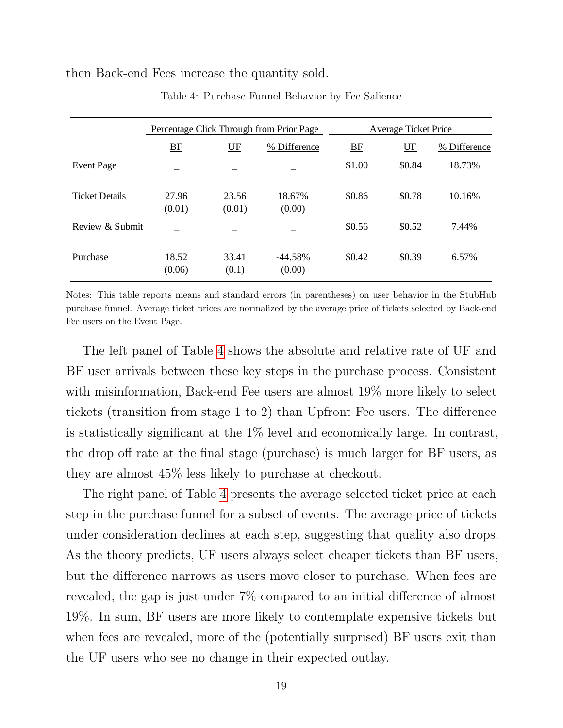then Back-end Fees increase the quantity sold.

Table 4: Purchase Funnel Behavior by Fee Salience

| | Percentage Click Through from Prior Page | | | Average Ticket Price | | |
|---|---|---|---|---|---|---|
| | BF | UF | % Difference | BF | UF | % Difference |
| Event Page | – | – | – | \$1.00 | \$0.84 | 18.73% |
| Ticket Details | 27.96 (0.01) | 23.56 (0.01) | 18.67% (0.00) | \$0.86 | \$0.78 | 10.16% |
| Review & Submit | – | – | – | \$0.56 | \$0.52 | 7.44% |
| Purchase | 18.52 (0.06) | 33.41 (0.1) | -44.58% (0.00) | \$0.42 | \$0.39 | 6.57% |

Notes: This table reports means and standard errors (in parentheses) on user behavior in the StubHub purchase funnel. Average ticket prices are normalized by the average price of tickets selected by Back-end Fee users on the Event Page.

The left panel of Table 4 shows the absolute and relative rate of UF and BF user arrivals between these key steps in the purchase process. Consistent with misinformation, Back-end Fee users are almost 19% more likely to select tickets (transition from stage 1 to 2) than Upfront Fee users. The difference is statistically significant at the 1% level and economically large. In contrast, the drop off rate at the final stage (purchase) is much larger for BF users, as they are almost 45% less likely to purchase at checkout.

The right panel of Table 4 presents the average selected ticket price at each step in the purchase funnel for a subset of events. The average price of tickets under consideration declines at each step, suggesting that quality also drops. As the theory predicts, UF users always select cheaper tickets than BF users, but the difference narrows as users move closer to purchase. When fees are revealed, the gap is just under 7% compared to an initial difference of almost 19%. In sum, BF users are more likely to contemplate expensive tickets but when fees are revealed, more of the (potentially surprised) BF users exit than the UF users who see no change in their expected outlay.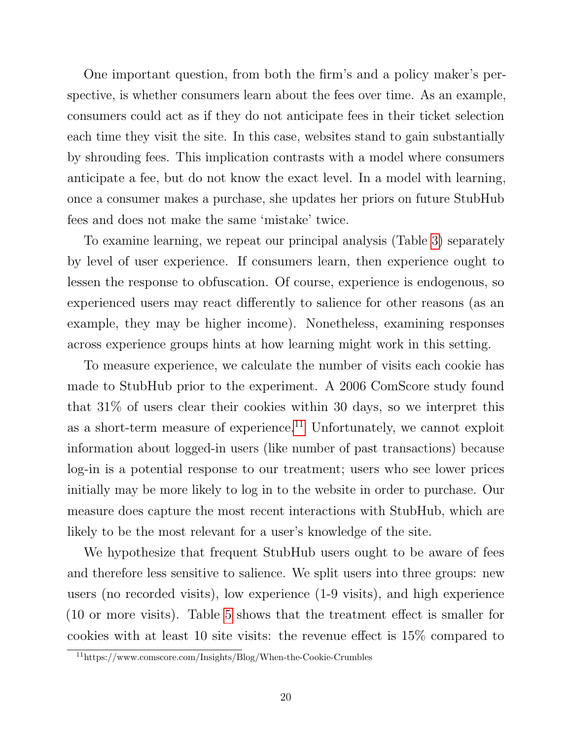One important question, from both the firm's and a policy maker's perspective, is whether consumers learn about the fees over time. As an example, consumers could act as if they do not anticipate fees in their ticket selection each time they visit the site. In this case, websites stand to gain substantially by shrouding fees. This implication contrasts with a model where consumers anticipate a fee, but do not know the exact level. In a model with learning, once a consumer makes a purchase, she updates her priors on future StubHub fees and does not make the same 'mistake' twice.

To examine learning, we repeat our principal analysis (Table 3) separately by level of user experience. If consumers learn, then experience ought to lessen the response to obfuscation. Of course, experience is endogenous, so experienced users may react differently to salience for other reasons (as an example, they may be higher income). Nonetheless, examining responses across experience groups hints at how learning might work in this setting.

To measure experience, we calculate the number of visits each cookie has made to StubHub prior to the experiment. A 2006 ComScore study found that 31% of users clear their cookies within 30 days, so we interpret this as a short-term measure of experience.[11] Unfortunately, we cannot exploit information about logged-in users (like number of past transactions) because log-in is a potential response to our treatment; users who see lower prices initially may be more likely to log in to the website in order to purchase. Our measure does capture the most recent interactions with StubHub, which are likely to be the most relevant for a user's knowledge of the site.

We hypothesize that frequent StubHub users ought to be aware of fees and therefore less sensitive to salience. We split users into three groups: new users (no recorded visits), low experience (1-9 visits), and high experience (10 or more visits). Table 5 shows that the treatment effect is smaller for cookies with at least 10 site visits: the revenue effect is 15% compared to

[11] https://www.comscore.com/Insights/Blog/When-the-Cookie-Crumbles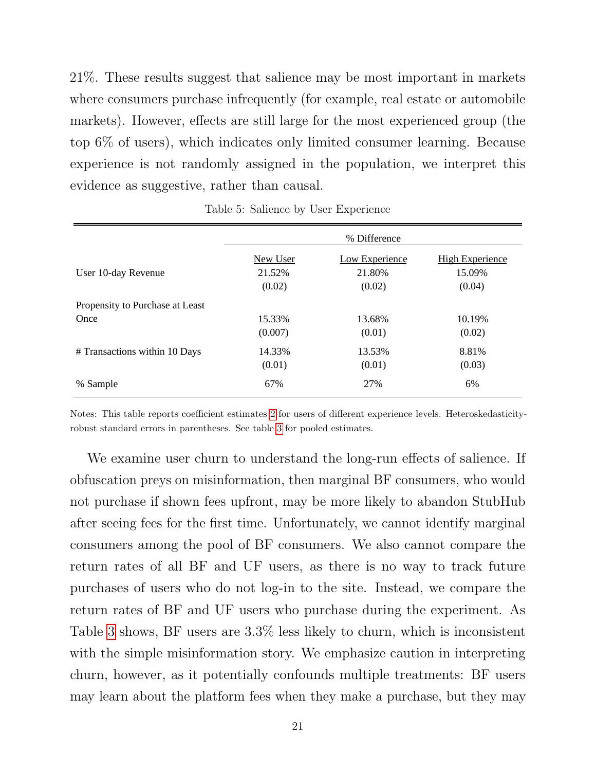21%. These results suggest that salience may be most important in markets where consumers purchase infrequently (for example, real estate or automobile markets). However, effects are still large for the most experienced group (the top 6% of users), which indicates only limited consumer learning. Because experience is not randomly assigned in the population, we interpret this evidence as suggestive, rather than causal.

Table 5: Salience by User Experience

| | % Difference | | |
|---|---|---|---|
| | New User | Low Experience | High Experience |
| User 10-day Revenue | 21.52% | 21.80% | 15.09% |
| | (0.02) | (0.02) | (0.04) |
| Propensity to Purchase at Least Once | 15.33% | 13.68% | 10.19% |
| | (0.007) | (0.01) | (0.02) |
| # Transactions within 10 Days | 14.33% | 13.53% | 8.81% |
| | (0.01) | (0.01) | (0.03) |
| % Sample | 67% | 27% | 6% |

Notes: This table reports coefficient estimates 2 for users of different experience levels. Heteroskedasticity-robust standard errors in parentheses. See table 3 for pooled estimates.

We examine user churn to understand the long-run effects of salience. If obfuscation preys on misinformation, then marginal BF consumers, who would not purchase if shown fees upfront, may be more likely to abandon StubHub after seeing fees for the first time. Unfortunately, we cannot identify marginal consumers among the pool of BF consumers. We also cannot compare the return rates of all BF and UF users, as there is no way to track future purchases of users who do not log-in to the site. Instead, we compare the return rates of BF and UF users who purchase during the experiment. As Table 3 shows, BF users are 3.3% less likely to churn, which is inconsistent with the simple misinformation story. We emphasize caution in interpreting churn, however, as it potentially confounds multiple treatments: BF users may learn about the platform fees when they make a purchase, but they may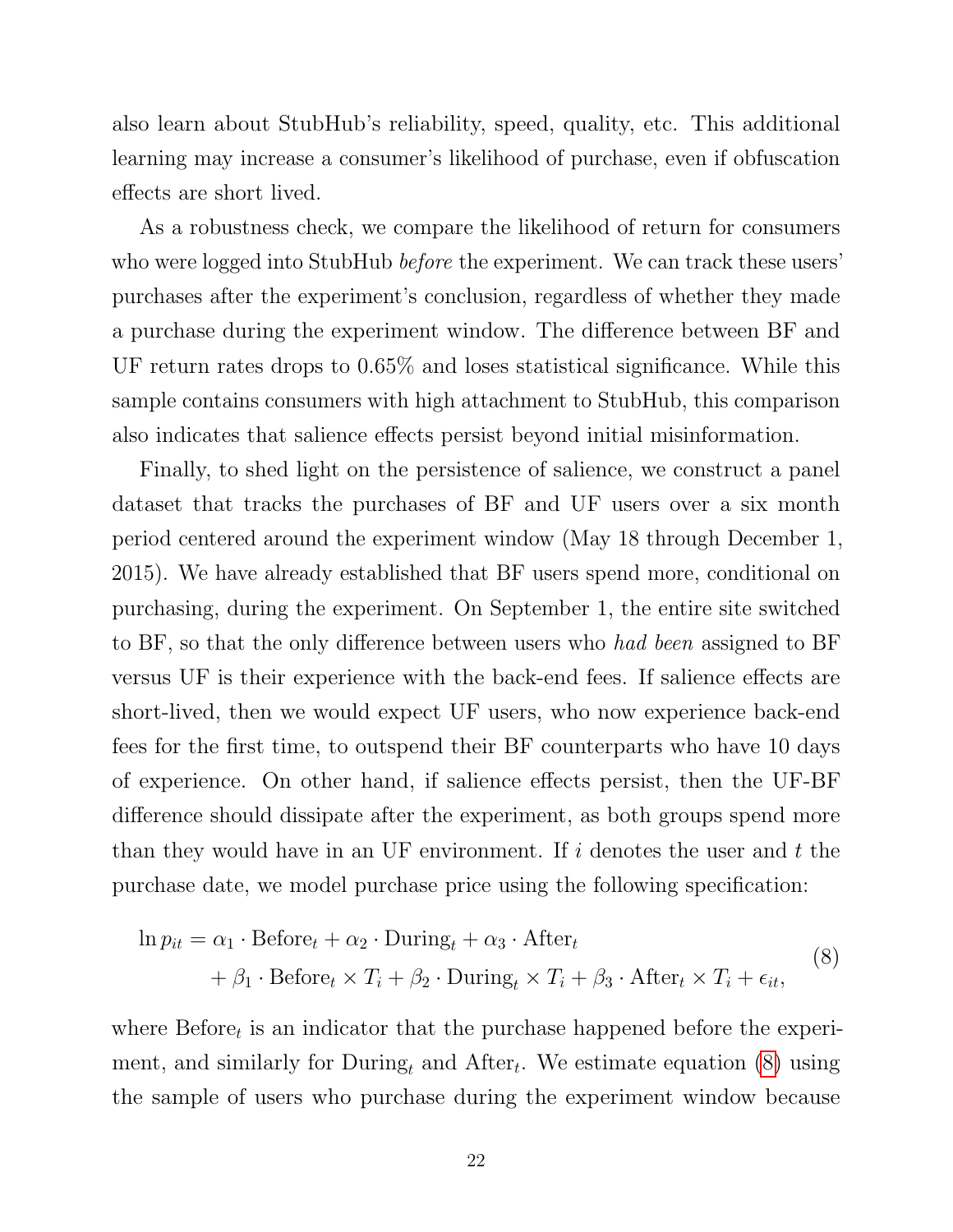also learn about StubHub's reliability, speed, quality, etc. This additional learning may increase a consumer's likelihood of purchase, even if obfuscation effects are short lived.

As a robustness check, we compare the likelihood of return for consumers who were logged into StubHub *before* the experiment. We can track these users' purchases after the experiment's conclusion, regardless of whether they made a purchase during the experiment window. The difference between BF and UF return rates drops to 0.65% and loses statistical significance. While this sample contains consumers with high attachment to StubHub, this comparison also indicates that salience effects persist beyond initial misinformation.

Finally, to shed light on the persistence of salience, we construct a panel dataset that tracks the purchases of BF and UF users over a six month period centered around the experiment window (May 18 through December 1, 2015). We have already established that BF users spend more, conditional on purchasing, during the experiment. On September 1, the entire site switched to BF, so that the only difference between users who *had been* assigned to BF versus UF is their experience with the back-end fees. If salience effects are short-lived, then we would expect UF users, who now experience back-end fees for the first time, to outspend their BF counterparts who have 10 days of experience. On other hand, if salience effects persist, then the UF-BF difference should dissipate after the experiment, as both groups spend more than they would have in an UF environment. If $i$ denotes the user and $t$ the purchase date, we model purchase price using the following specification:

$$
\begin{aligned}
\ln p_{it} = {} & \alpha_1 \cdot \text{Before}_t + \alpha_2 \cdot \text{During}_t + \alpha_3 \cdot \text{After}_t \\
& + \beta_1 \cdot \text{Before}_t \times T_i + \beta_2 \cdot \text{During}_t \times T_i + \beta_3 \cdot \text{After}_t \times T_i + \epsilon_{it},
\end{aligned}
\tag{8}
$$

where $\text{Before}_t$ is an indicator that the purchase happened before the experiment, and similarly for $\text{During}_t$ and $\text{After}_t$. We estimate equation (8) using the sample of users who purchase during the experiment window because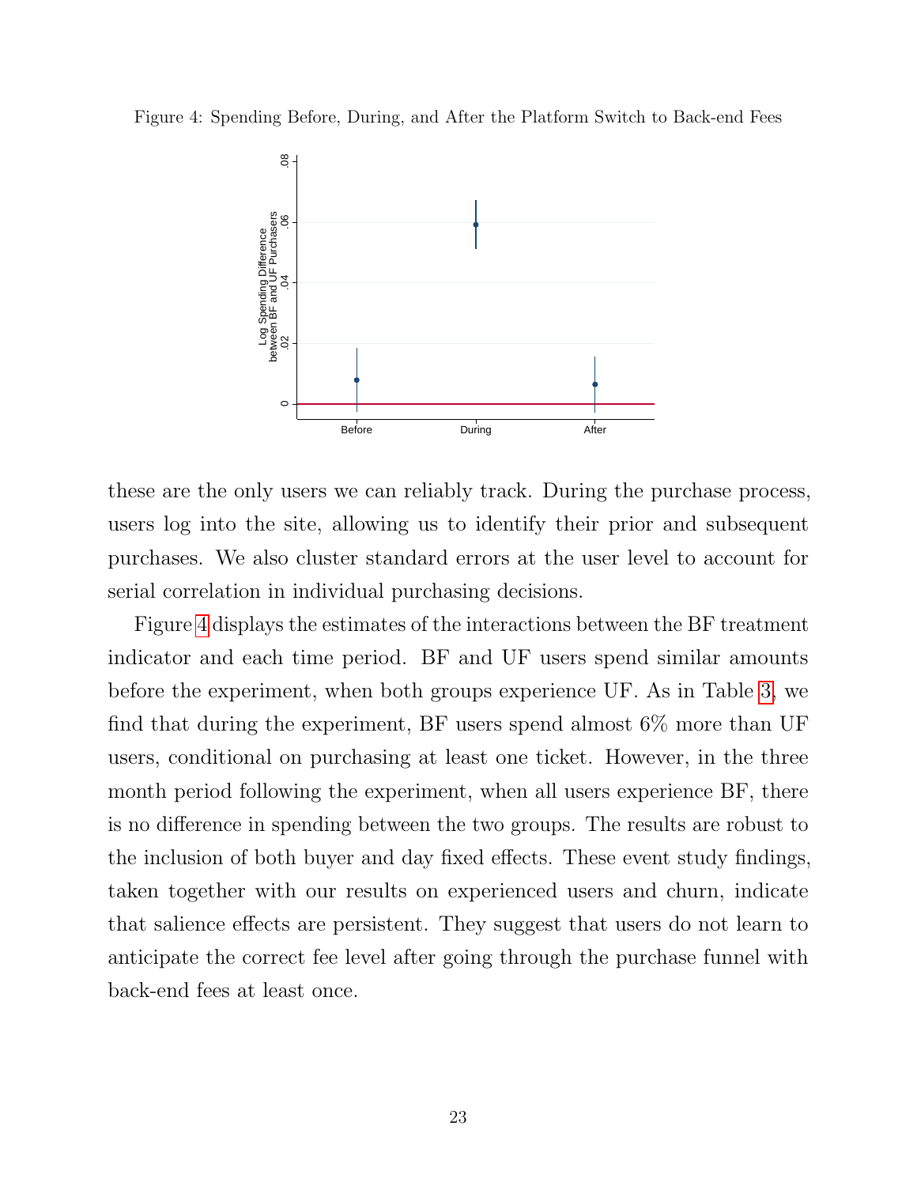Figure 4: Spending Before, During, and After the Platform Switch to Back-end Fees

these are the only users we can reliably track. During the purchase process, users log into the site, allowing us to identify their prior and subsequent purchases. We also cluster standard errors at the user level to account for serial correlation in individual purchasing decisions.

Figure 4 displays the estimates of the interactions between the BF treatment indicator and each time period. BF and UF users spend similar amounts before the experiment, when both groups experience UF. As in Table 3, we find that during the experiment, BF users spend almost 6% more than UF users, conditional on purchasing at least one ticket. However, in the three month period following the experiment, when all users experience BF, there is no difference in spending between the two groups. The results are robust to the inclusion of both buyer and day fixed effects. These event study findings, taken together with our results on experienced users and churn, indicate that salience effects are persistent. They suggest that users do not learn to anticipate the correct fee level after going through the purchase funnel with back-end fees at least once.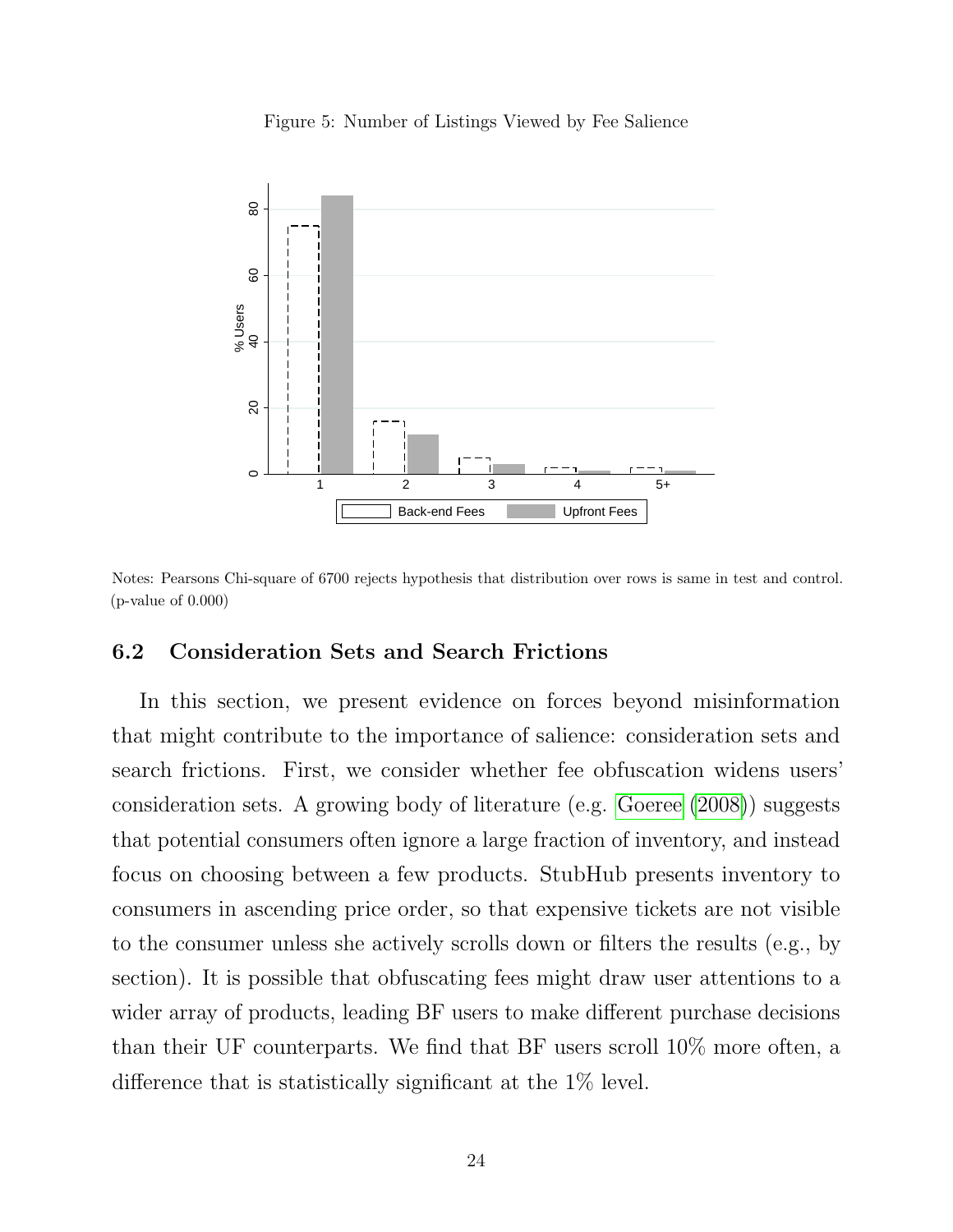Figure 5: Number of Listings Viewed by Fee Salience

Notes: Pearsons Chi-square of 6700 rejects hypothesis that distribution over rows is same in test and control. (p-value of 0.000)

### 6.2 Consideration Sets and Search Frictions

In this section, we present evidence on forces beyond misinformation that might contribute to the importance of salience: consideration sets and search frictions. First, we consider whether fee obfuscation widens users' consideration sets. A growing body of literature (e.g. Goeree (2008)) suggests that potential consumers often ignore a large fraction of inventory, and instead focus on choosing between a few products. StubHub presents inventory to consumers in ascending price order, so that expensive tickets are not visible to the consumer unless she actively scrolls down or filters the results (e.g., by section). It is possible that obfuscating fees might draw user attentions to a wider array of products, leading BF users to make different purchase decisions than their UF counterparts. We find that BF users scroll 10% more often, a difference that is statistically significant at the 1% level.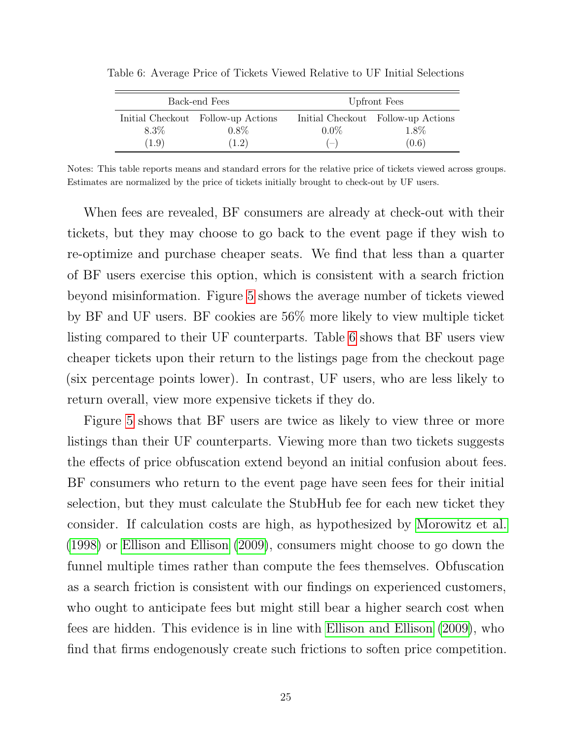Table 6: Average Price of Tickets Viewed Relative to UF Initial Selections

| Back-end Fees | | Upfront Fees | |
|---|---|---|---|
| Initial Checkout | Follow-up Actions | Initial Checkout | Follow-up Actions |
| 8.3% | 0.8% | 0.0% | 1.8% |
| (1.9) | (1.2) | (–) | (0.6) |

Notes: This table reports means and standard errors for the relative price of tickets viewed across groups. Estimates are normalized by the price of tickets initially brought to check-out by UF users.

When fees are revealed, BF consumers are already at check-out with their tickets, but they may choose to go back to the event page if they wish to re-optimize and purchase cheaper seats. We find that less than a quarter of BF users exercise this option, which is consistent with a search friction beyond misinformation. Figure 5 shows the average number of tickets viewed by BF and UF users. BF cookies are 56% more likely to view multiple ticket listing compared to their UF counterparts. Table 6 shows that BF users view cheaper tickets upon their return to the listings page from the checkout page (six percentage points lower). In contrast, UF users, who are less likely to return overall, view more expensive tickets if they do.

Figure 5 shows that BF users are twice as likely to view three or more listings than their UF counterparts. Viewing more than two tickets suggests the effects of price obfuscation extend beyond an initial confusion about fees. BF consumers who return to the event page have seen fees for their initial selection, but they must calculate the StubHub fee for each new ticket they consider. If calculation costs are high, as hypothesized by Morowitz et al. (1998) or Ellison and Ellison (2009), consumers might choose to go down the funnel multiple times rather than compute the fees themselves. Obfuscation as a search friction is consistent with our findings on experienced customers, who ought to anticipate fees but might still bear a higher search cost when fees are hidden. This evidence is in line with Ellison and Ellison (2009), who find that firms endogenously create such frictions to soften price competition.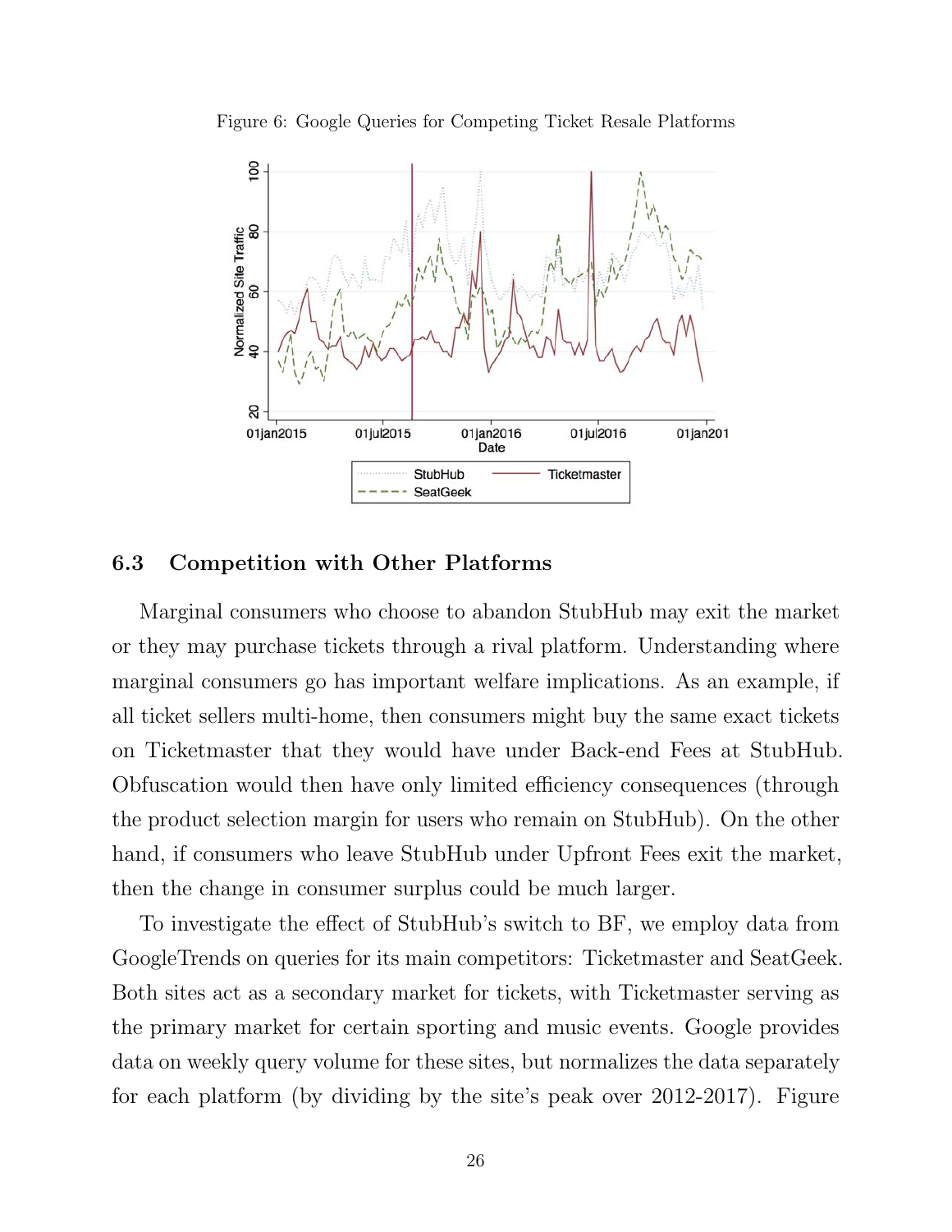Figure 6: Google Queries for Competing Ticket Resale Platforms

### 6.3 Competition with Other Platforms

Marginal consumers who choose to abandon StubHub may exit the market or they may purchase tickets through a rival platform. Understanding where marginal consumers go has important welfare implications. As an example, if all ticket sellers multi-home, then consumers might buy the same exact tickets on Ticketmaster that they would have under Back-end Fees at StubHub. Obfuscation would then have only limited efficiency consequences (through the product selection margin for users who remain on StubHub). On the other hand, if consumers who leave StubHub under Upfront Fees exit the market, then the change in consumer surplus could be much larger.

To investigate the effect of StubHub's switch to BF, we employ data from GoogleTrends on queries for its main competitors: Ticketmaster and SeatGeek. Both sites act as a secondary market for tickets, with Ticketmaster serving as the primary market for certain sporting and music events. Google provides data on weekly query volume for these sites, but normalizes the data separately for each platform (by dividing by the site's peak over 2012-2017). Figure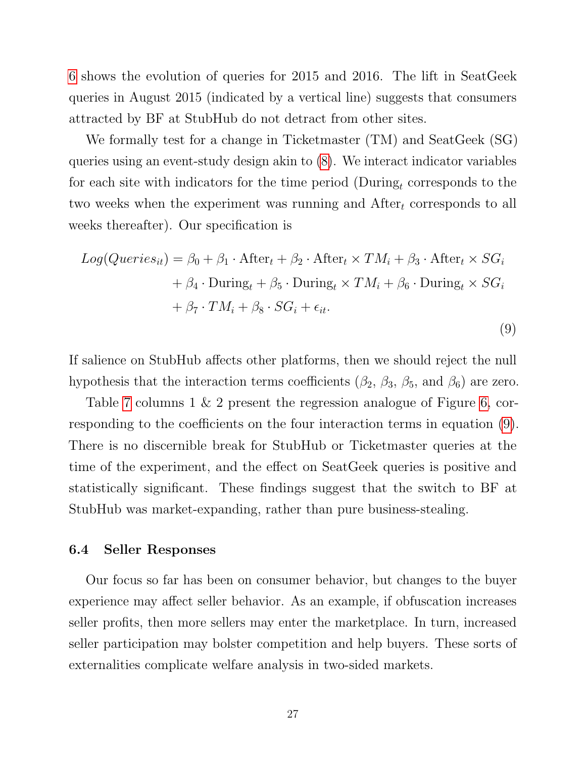6 shows the evolution of queries for 2015 and 2016. The lift in SeatGeek queries in August 2015 (indicated by a vertical line) suggests that consumers attracted by BF at StubHub do not detract from other sites.

We formally test for a change in Ticketmaster (TM) and SeatGeek (SG) queries using an event-study design akin to (8). We interact indicator variables for each site with indicators for the time period ($\text{During}_t$ corresponds to the two weeks when the experiment was running and $\text{After}_t$ corresponds to all weeks thereafter). Our specification is

$$
\begin{aligned}
Log(Queries_{it}) = \beta_0 &+ \beta_1 \cdot \text{After}_t + \beta_2 \cdot \text{After}_t \times TM_i + \beta_3 \cdot \text{After}_t \times SG_i \\
&+ \beta_4 \cdot \text{During}_t + \beta_5 \cdot \text{During}_t \times TM_i + \beta_6 \cdot \text{During}_t \times SG_i \\
&+ \beta_7 \cdot TM_i + \beta_8 \cdot SG_i + \epsilon_{it}.
\end{aligned}
\tag{9}
$$

If salience on StubHub affects other platforms, then we should reject the null hypothesis that the interaction terms coefficients ($\beta_2$, $\beta_3$, $\beta_5$, and $\beta_6$) are zero.

Table 7 columns 1 & 2 present the regression analogue of Figure 6, corresponding to the coefficients on the four interaction terms in equation (9). There is no discernible break for StubHub or Ticketmaster queries at the time of the experiment, and the effect on SeatGeek queries is positive and statistically significant. These findings suggest that the switch to BF at StubHub was market-expanding, rather than pure business-stealing.

### 6.4 Seller Responses

Our focus so far has been on consumer behavior, but changes to the buyer experience may affect seller behavior. As an example, if obfuscation increases seller profits, then more sellers may enter the marketplace. In turn, increased seller participation may bolster competition and help buyers. These sorts of externalities complicate welfare analysis in two-sided markets.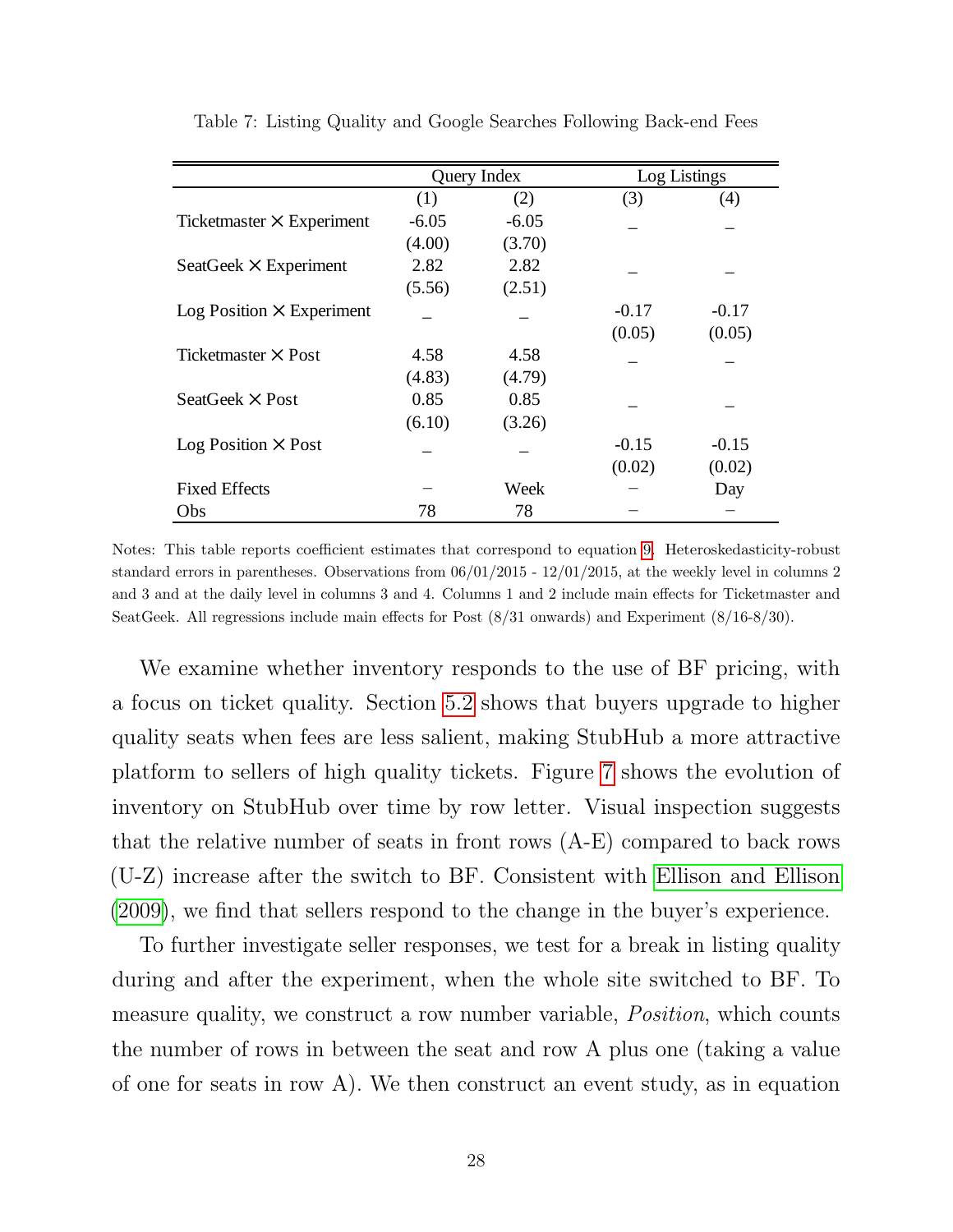Table 7: Listing Quality and Google Searches Following Back-end Fees

| | Query Index | | Log Listings | |
|---|---|---|---|---|
| | (1) | (2) | (3) | (4) |
| Ticketmaster × Experiment | -6.05 | -6.05 | – | – |
| | (4.00) | (3.70) | | |
| SeatGeek × Experiment | 2.82 | 2.82 | – | – |
| | (5.56) | (2.51) | | |
| Log Position × Experiment | – | – | -0.17 | -0.17 |
| | | | (0.05) | (0.05) |
| Ticketmaster × Post | 4.58 | 4.58 | – | – |
| | (4.83) | (4.79) | | |
| SeatGeek × Post | 0.85 | 0.85 | – | – |
| | (6.10) | (3.26) | | |
| Log Position × Post | – | – | -0.15 | -0.15 |
| | | | (0.02) | (0.02) |
| Fixed Effects | – | Week | – | Day |
| Obs | 78 | 78 | – | – |

Notes: This table reports coefficient estimates that correspond to equation 9. Heteroskedasticity-robust standard errors in parentheses. Observations from 06/01/2015 - 12/01/2015, at the weekly level in columns 2 and 3 and at the daily level in columns 3 and 4. Columns 1 and 2 include main effects for Ticketmaster and SeatGeek. All regressions include main effects for Post (8/31 onwards) and Experiment (8/16-8/30).

We examine whether inventory responds to the use of BF pricing, with a focus on ticket quality. Section 5.2 shows that buyers upgrade to higher quality seats when fees are less salient, making StubHub a more attractive platform to sellers of high quality tickets. Figure 7 shows the evolution of inventory on StubHub over time by row letter. Visual inspection suggests that the relative number of seats in front rows (A-E) compared to back rows (U-Z) increase after the switch to BF. Consistent with Ellison and Ellison (2009), we find that sellers respond to the change in the buyer's experience.

To further investigate seller responses, we test for a break in listing quality during and after the experiment, when the whole site switched to BF. To measure quality, we construct a row number variable, *Position*, which counts the number of rows in between the seat and row A plus one (taking a value of one for seats in row A). We then construct an event study, as in equation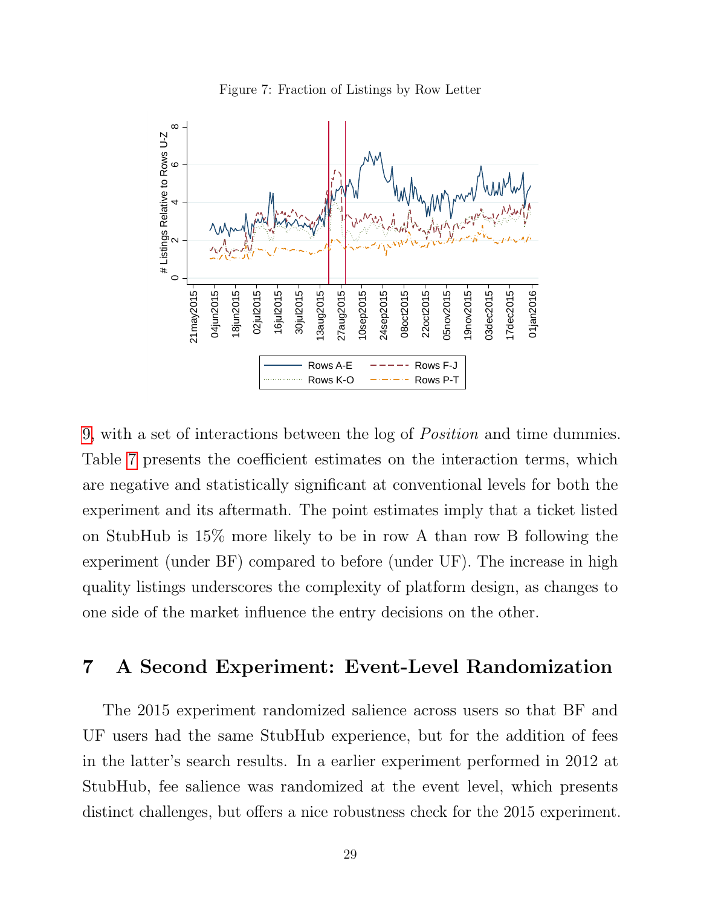Figure 7: Fraction of Listings by Row Letter

9, with a set of interactions between the log of *Position* and time dummies. Table 7 presents the coefficient estimates on the interaction terms, which are negative and statistically significant at conventional levels for both the experiment and its aftermath. The point estimates imply that a ticket listed on StubHub is 15% more likely to be in row A than row B following the experiment (under BF) compared to before (under UF). The increase in high quality listings underscores the complexity of platform design, as changes to one side of the market influence the entry decisions on the other.

## 7 A Second Experiment: Event-Level Randomization

The 2015 experiment randomized salience across users so that BF and UF users had the same StubHub experience, but for the addition of fees in the latter's search results. In an earlier experiment performed in 2012 at StubHub, fee salience was randomized at the event level, which presents distinct challenges, but offers a nice robustness check for the 2015 experiment.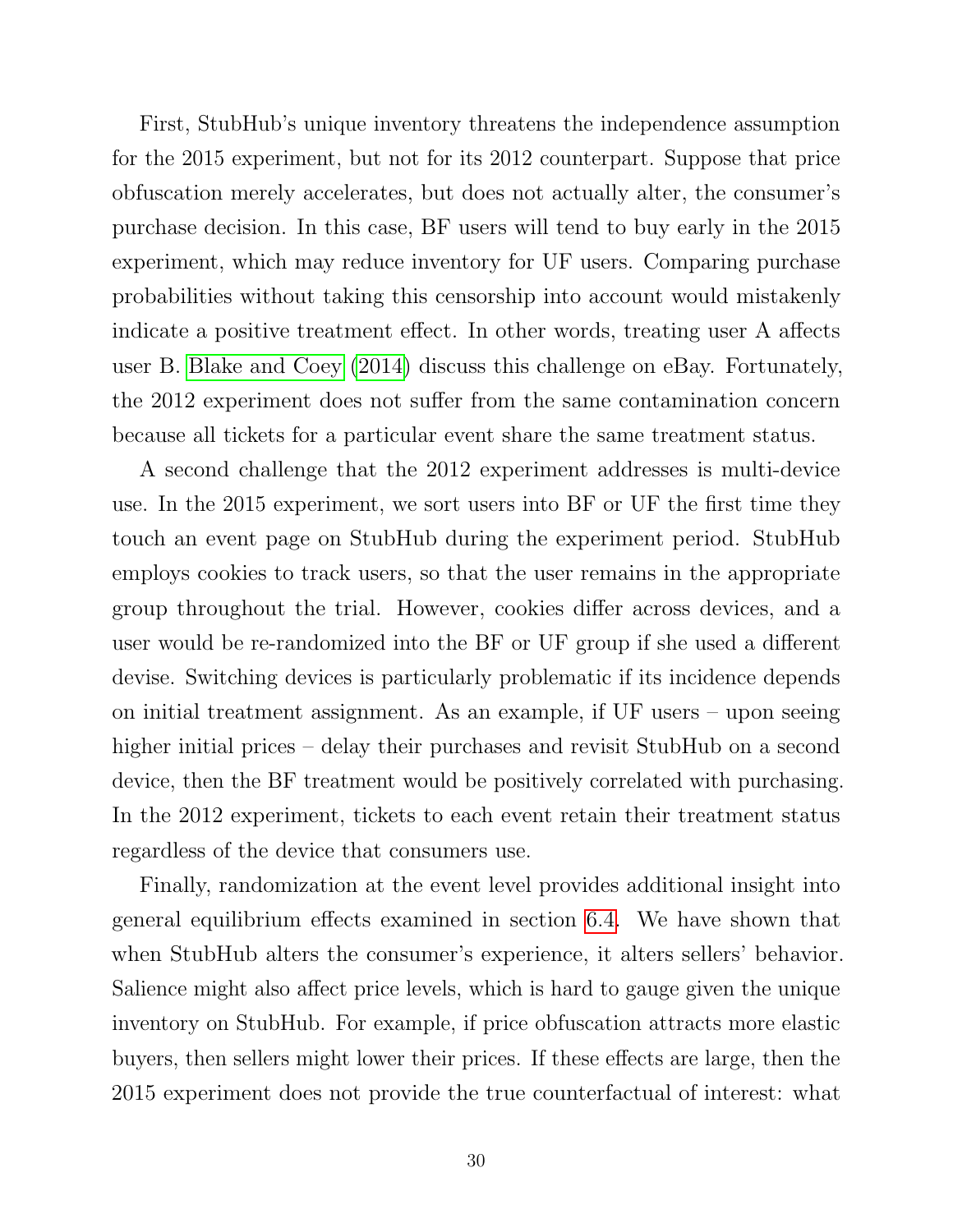First, StubHub's unique inventory threatens the independence assumption for the 2015 experiment, but not for its 2012 counterpart. Suppose that price obfuscation merely accelerates, but does not actually alter, the consumer's purchase decision. In this case, BF users will tend to buy early in the 2015 experiment, which may reduce inventory for UF users. Comparing purchase probabilities without taking this censorship into account would mistakenly indicate a positive treatment effect. In other words, treating user A affects user B. Blake and Coey (2014) discuss this challenge on eBay. Fortunately, the 2012 experiment does not suffer from the same contamination concern because all tickets for a particular event share the same treatment status.

A second challenge that the 2012 experiment addresses is multi-device use. In the 2015 experiment, we sort users into BF or UF the first time they touch an event page on StubHub during the experiment period. StubHub employs cookies to track users, so that the user remains in the appropriate group throughout the trial. However, cookies differ across devices, and a user would be re-randomized into the BF or UF group if she used a different devise. Switching devices is particularly problematic if its incidence depends on initial treatment assignment. As an example, if UF users – upon seeing higher initial prices – delay their purchases and revisit StubHub on a second device, then the BF treatment would be positively correlated with purchasing. In the 2012 experiment, tickets to each event retain their treatment status regardless of the device that consumers use.

Finally, randomization at the event level provides additional insight into general equilibrium effects examined in section 6.4. We have shown that when StubHub alters the consumer's experience, it alters sellers' behavior. Salience might also affect price levels, which is hard to gauge given the unique inventory on StubHub. For example, if price obfuscation attracts more elastic buyers, then sellers might lower their prices. If these effects are large, then the 2015 experiment does not provide the true counterfactual of interest: what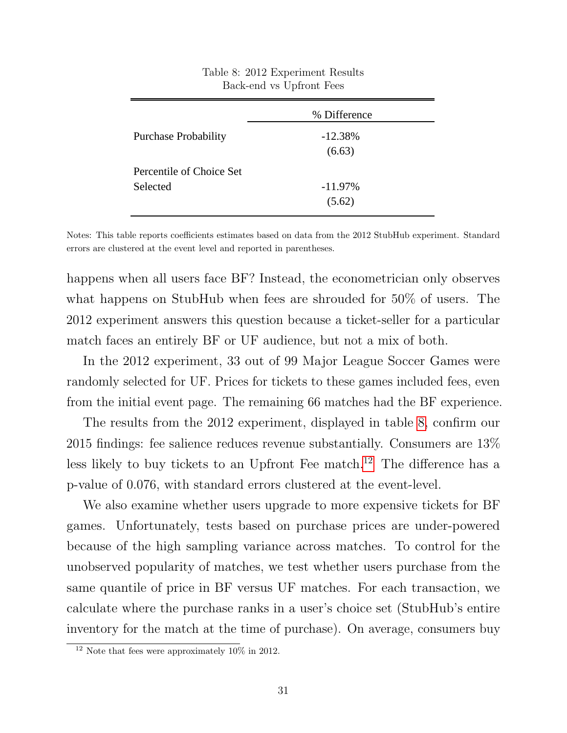Table 8: 2012 Experiment Results
Back-end vs Upfront Fees

| | % Difference |
|---|---|
| Purchase Probability | -12.38% |
| | (6.63) |
| Percentile of Choice Set Selected | -11.97% |
| | (5.62) |

Notes: This table reports coefficients estimates based on data from the 2012 StubHub experiment. Standard errors are clustered at the event level and reported in parentheses.

happens when all users face BF? Instead, the econometrician only observes what happens on StubHub when fees are shrouded for 50% of users. The 2012 experiment answers this question because a ticket-seller for a particular match faces an entirely BF or UF audience, but not a mix of both.

In the 2012 experiment, 33 out of 99 Major League Soccer Games were randomly selected for UF. Prices for tickets to these games included fees, even from the initial event page. The remaining 66 matches had the BF experience.

The results from the 2012 experiment, displayed in table 8, confirm our 2015 findings: fee salience reduces revenue substantially. Consumers are 13% less likely to buy tickets to an Upfront Fee match.[12] The difference has a p-value of 0.076, with standard errors clustered at the event-level.

We also examine whether users upgrade to more expensive tickets for BF games. Unfortunately, tests based on purchase prices are under-powered because of the high sampling variance across matches. To control for the unobserved popularity of matches, we test whether users purchase from the same quantile of price in BF versus UF matches. For each transaction, we calculate where the purchase ranks in a user's choice set (StubHub's entire inventory for the match at the time of purchase). On average, consumers buy

[12] Note that fees were approximately 10% in 2012.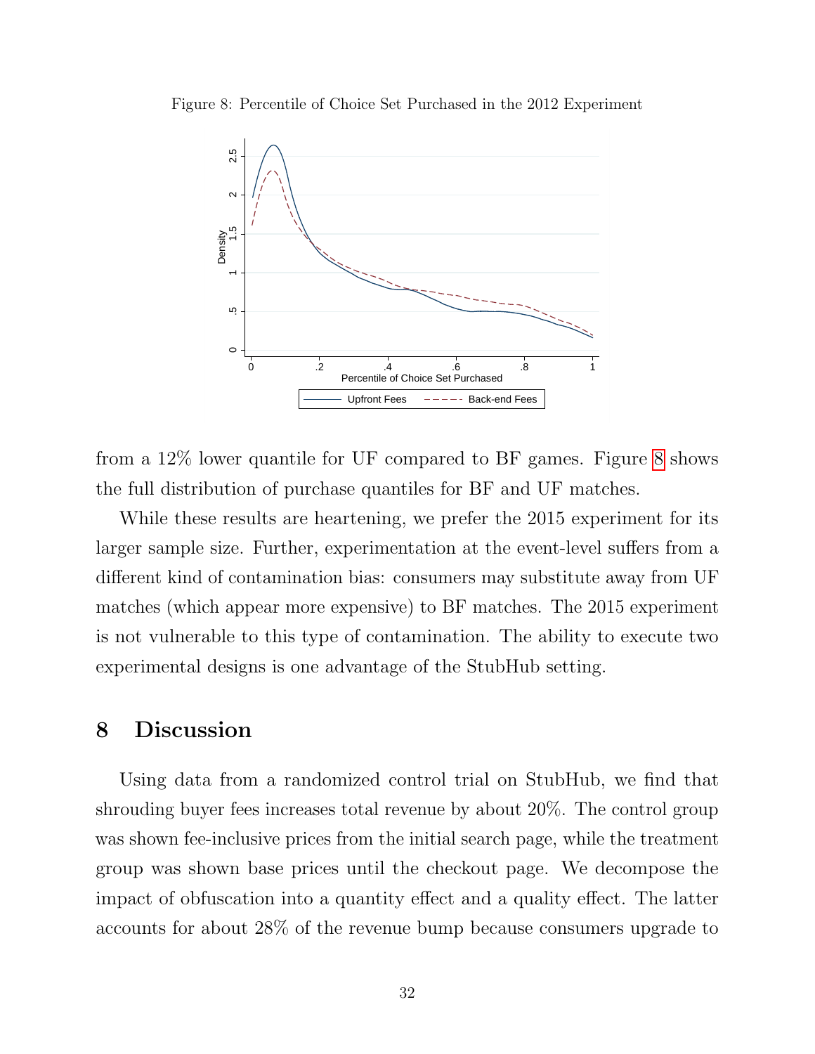Figure 8: Percentile of Choice Set Purchased in the 2012 Experiment

from a 12% lower quantile for UF compared to BF games. Figure 8 shows the full distribution of purchase quantiles for BF and UF matches.

While these results are heartening, we prefer the 2015 experiment for its larger sample size. Further, experimentation at the event-level suffers from a different kind of contamination bias: consumers may substitute away from UF matches (which appear more expensive) to BF matches. The 2015 experiment is not vulnerable to this type of contamination. The ability to execute two experimental designs is one advantage of the StubHub setting.

# 8 Discussion

Using data from a randomized control trial on StubHub, we find that shrouding buyer fees increases total revenue by about 20%. The control group was shown fee-inclusive prices from the initial search page, while the treatment group was shown base prices until the checkout page. We decompose the impact of obfuscation into a quantity effect and a quality effect. The latter accounts for about 28% of the revenue bump because consumers upgrade to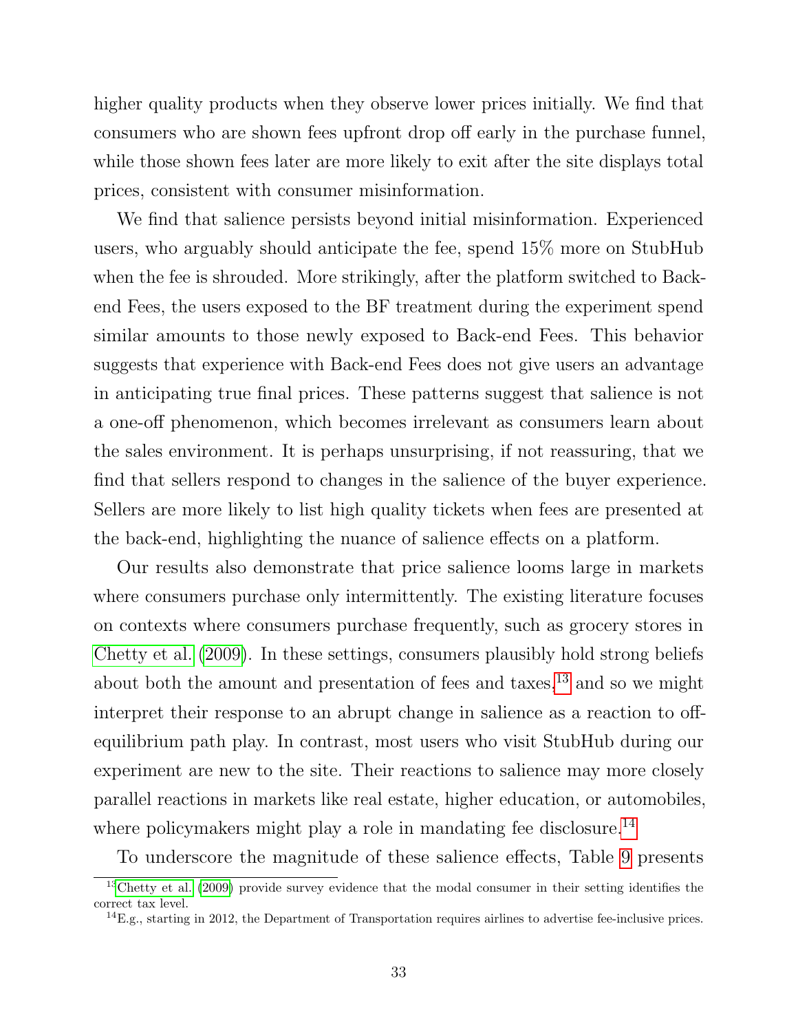higher quality products when they observe lower prices initially. We find that consumers who are shown fees upfront drop off early in the purchase funnel, while those shown fees later are more likely to exit after the site displays total prices, consistent with consumer misinformation.

We find that salience persists beyond initial misinformation. Experienced users, who arguably should anticipate the fee, spend 15% more on StubHub when the fee is shrouded. More strikingly, after the platform switched to Back-end Fees, the users exposed to the BF treatment during the experiment spend similar amounts to those newly exposed to Back-end Fees. This behavior suggests that experience with Back-end Fees does not give users an advantage in anticipating true final prices. These patterns suggest that salience is not a one-off phenomenon, which becomes irrelevant as consumers learn about the sales environment. It is perhaps unsurprising, if not reassuring, that we find that sellers respond to changes in the salience of the buyer experience. Sellers are more likely to list high quality tickets when fees are presented at the back-end, highlighting the nuance of salience effects on a platform.

Our results also demonstrate that price salience looms large in markets where consumers purchase only intermittently. The existing literature focuses on contexts where consumers purchase frequently, such as grocery stores in Chetty et al. (2009). In these settings, consumers plausibly hold strong beliefs about both the amount and presentation of fees and taxes,[13] and so we might interpret their response to an abrupt change in salience as a reaction to off-equilibrium path play. In contrast, most users who visit StubHub during our experiment are new to the site. Their reactions to salience may more closely parallel reactions in markets like real estate, higher education, or automobiles, where policymakers might play a role in mandating fee disclosure.[14]

To underscore the magnitude of these salience effects, Table 9 presents

[13] Chetty et al. (2009) provide survey evidence that the modal consumer in their setting identifies the correct tax level.

[14] E.g., starting in 2012, the Department of Transportation requires airlines to advertise fee-inclusive prices.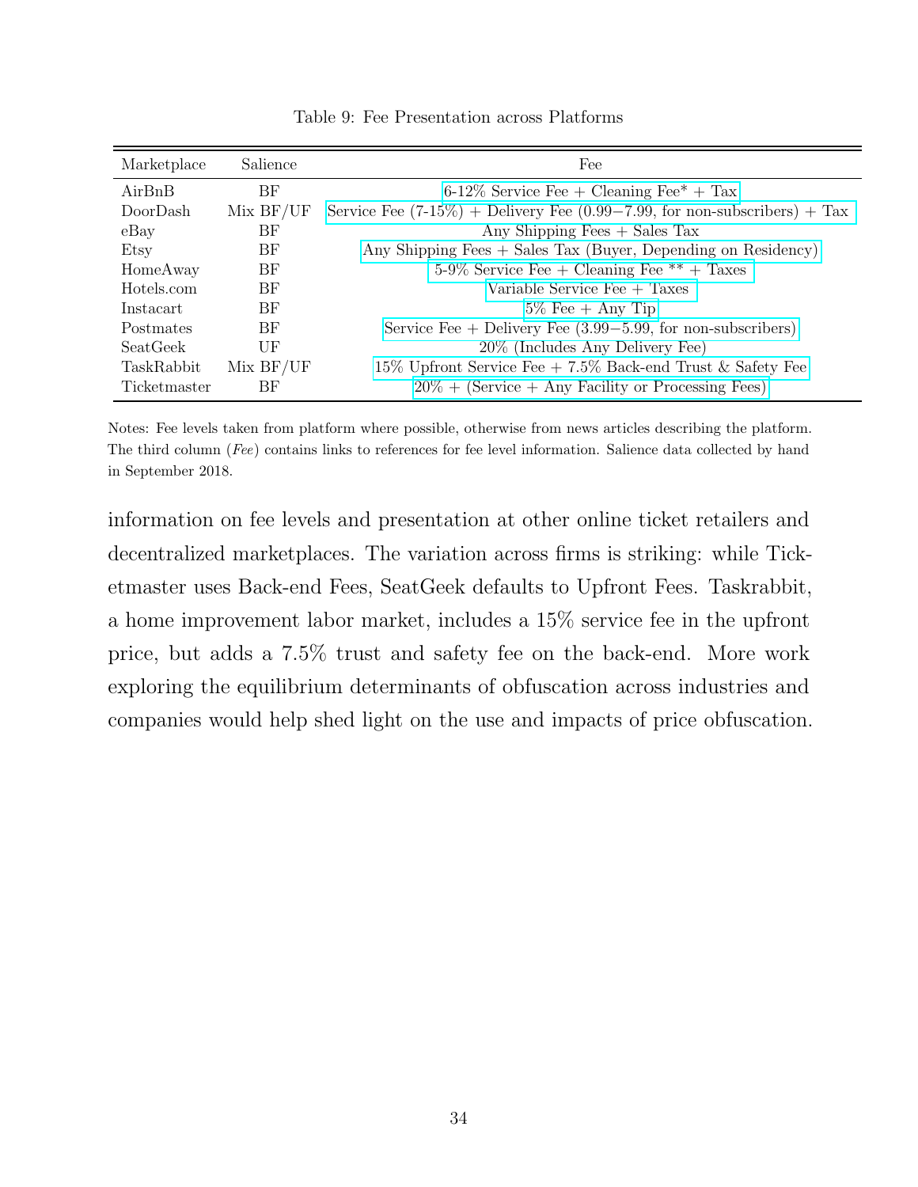Table 9: Fee Presentation across Platforms

| Marketplace | Salience | Fee |
|---|---|---|
| AirBnB | BF | 6-12% Service Fee + Cleaning Fee* + Tax |
| DoorDash | Mix BF/UF | Service Fee (7-15%) + Delivery Fee (0.99−7.99, for non-subscribers) + Tax |
| eBay | BF | Any Shipping Fees + Sales Tax |
| Etsy | BF | Any Shipping Fees + Sales Tax (Buyer, Depending on Residency) |
| HomeAway | BF | 5-9% Service Fee + Cleaning Fee ** + Taxes |
| Hotels.com | BF | Variable Service Fee + Taxes |
| Instacart | BF | 5% Fee + Any Tip |
| Postmates | BF | Service Fee + Delivery Fee (3.99−5.99, for non-subscribers) |
| SeatGeek | UF | 20% (Includes Any Delivery Fee) |
| TaskRabbit | Mix BF/UF | 15% Upfront Service Fee + 7.5% Back-end Trust & Safety Fee |
| Ticketmaster | BF | 20% + (Service + Any Facility or Processing Fees) |

Notes: Fee levels taken from platform where possible, otherwise from news articles describing the platform. The third column (*Fee*) contains links to references for fee level information. Salience data collected by hand in September 2018.

information on fee levels and presentation at other online ticket retailers and decentralized marketplaces. The variation across firms is striking: while Ticketmaster uses Back-end Fees, SeatGeek defaults to Upfront Fees. Taskrabbit, a home improvement labor market, includes a 15% service fee in the upfront price, but adds a 7.5% trust and safety fee on the back-end. More work exploring the equilibrium determinants of obfuscation across industries and companies would help shed light on the use and impacts of price obfuscation.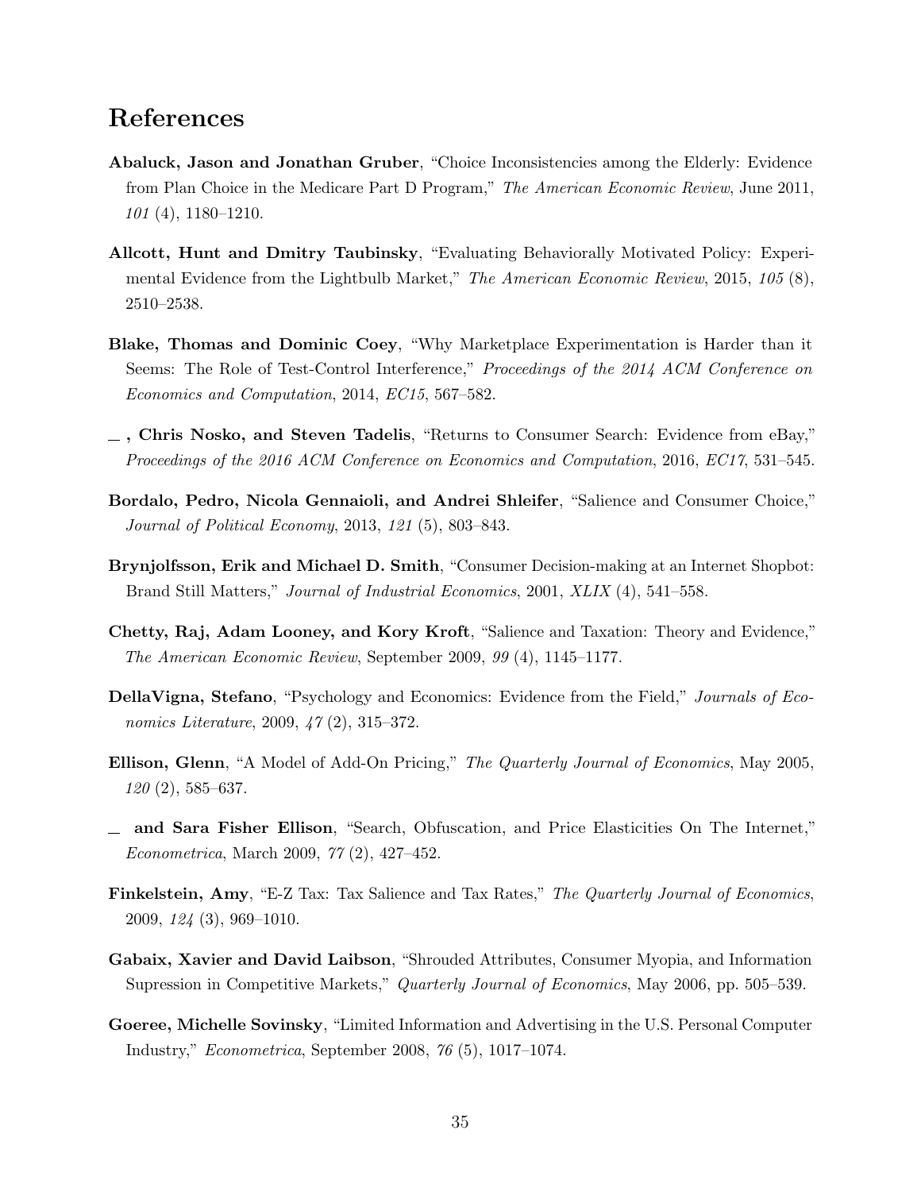# References

**Abaluck, Jason and Jonathan Gruber**, "Choice Inconsistencies among the Elderly: Evidence from Plan Choice in the Medicare Part D Program," *The American Economic Review*, June 2011, *101* (4), 1180–1210.

**Allcott, Hunt and Dmitry Taubinsky**, "Evaluating Behaviorally Motivated Policy: Experimental Evidence from the Lightbulb Market," *The American Economic Review*, 2015, *105* (8), 2510–2538.

**Blake, Thomas and Dominic Coey**, "Why Marketplace Experimentation is Harder than it Seems: The Role of Test-Control Interference," *Proceedings of the 2014 ACM Conference on Economics and Computation*, 2014, *EC15*, 567–582.

**\_, Chris Nosko, and Steven Tadelis**, "Returns to Consumer Search: Evidence from eBay," *Proceedings of the 2016 ACM Conference on Economics and Computation*, 2016, *EC17*, 531–545.

**Bordalo, Pedro, Nicola Gennaioli, and Andrei Shleifer**, "Salience and Consumer Choice," *Journal of Political Economy*, 2013, *121* (5), 803–843.

**Brynjolfsson, Erik and Michael D. Smith**, "Consumer Decision-making at an Internet Shopbot: Brand Still Matters," *Journal of Industrial Economics*, 2001, *XLIX* (4), 541–558.

**Chetty, Raj, Adam Looney, and Kory Kroft**, "Salience and Taxation: Theory and Evidence," *The American Economic Review*, September 2009, *99* (4), 1145–1177.

**DellaVigna, Stefano**, "Psychology and Economics: Evidence from the Field," *Journals of Economics Literature*, 2009, *47* (2), 315–372.

**Ellison, Glenn**, "A Model of Add-On Pricing," *The Quarterly Journal of Economics*, May 2005, *120* (2), 585–637.

**\_ and Sara Fisher Ellison**, "Search, Obfuscation, and Price Elasticities On The Internet," *Econometrica*, March 2009, *77* (2), 427–452.

**Finkelstein, Amy**, "E-Z Tax: Tax Salience and Tax Rates," *The Quarterly Journal of Economics*, 2009, *124* (3), 969–1010.

**Gabaix, Xavier and David Laibson**, "Shrouded Attributes, Consumer Myopia, and Information Supression in Competitive Markets," *Quarterly Journal of Economics*, May 2006, pp. 505–539.

**Goeree, Michelle Sovinsky**, "Limited Information and Advertising in the U.S. Personal Computer Industry," *Econometrica*, September 2008, *76* (5), 1017–1074.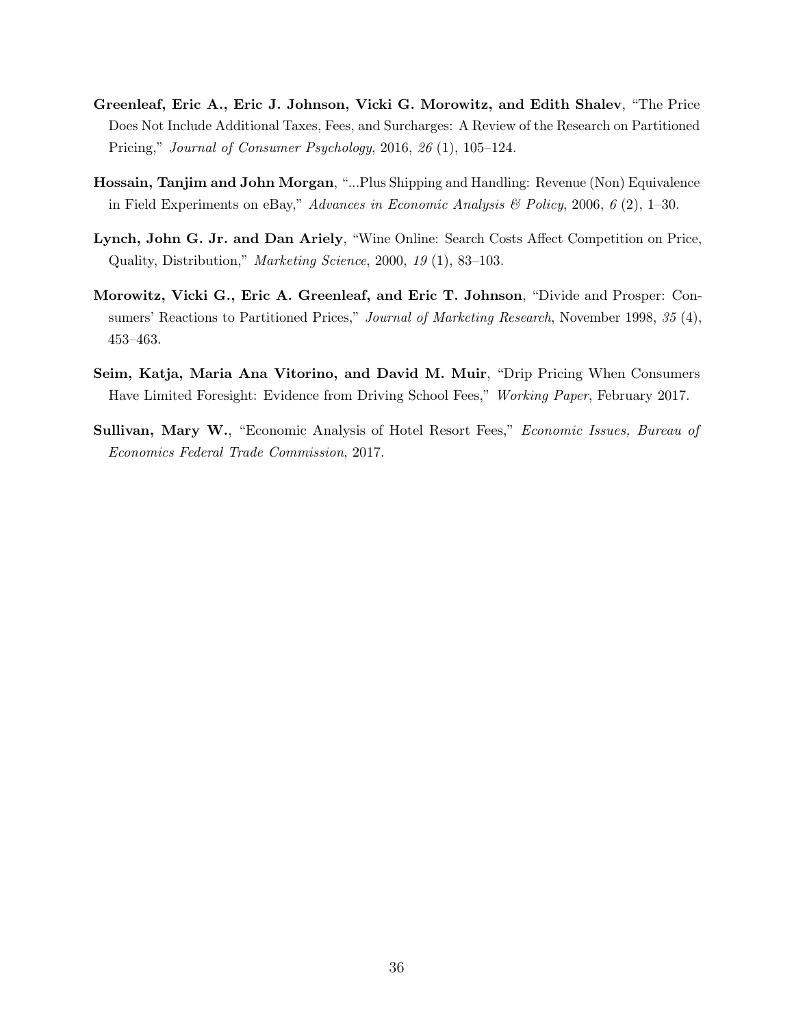**Greenleaf, Eric A., Eric J. Johnson, Vicki G. Morowitz, and Edith Shalev**, "The Price Does Not Include Additional Taxes, Fees, and Surcharges: A Review of the Research on Partitioned Pricing," *Journal of Consumer Psychology*, 2016, *26* (1), 105–124.

**Hossain, Tanjim and John Morgan**, "...Plus Shipping and Handling: Revenue (Non) Equivalence in Field Experiments on eBay," *Advances in Economic Analysis & Policy*, 2006, *6* (2), 1–30.

**Lynch, John G. Jr. and Dan Ariely**, "Wine Online: Search Costs Affect Competition on Price, Quality, Distribution," *Marketing Science*, 2000, *19* (1), 83–103.

**Morowitz, Vicki G., Eric A. Greenleaf, and Eric T. Johnson**, "Divide and Prosper: Consumers' Reactions to Partitioned Prices," *Journal of Marketing Research*, November 1998, *35* (4), 453–463.

**Seim, Katja, Maria Ana Vitorino, and David M. Muir**, "Drip Pricing When Consumers Have Limited Foresight: Evidence from Driving School Fees," *Working Paper*, February 2017.

**Sullivan, Mary W.**, "Economic Analysis of Hotel Resort Fees," *Economic Issues, Bureau of Economics Federal Trade Commission*, 2017.